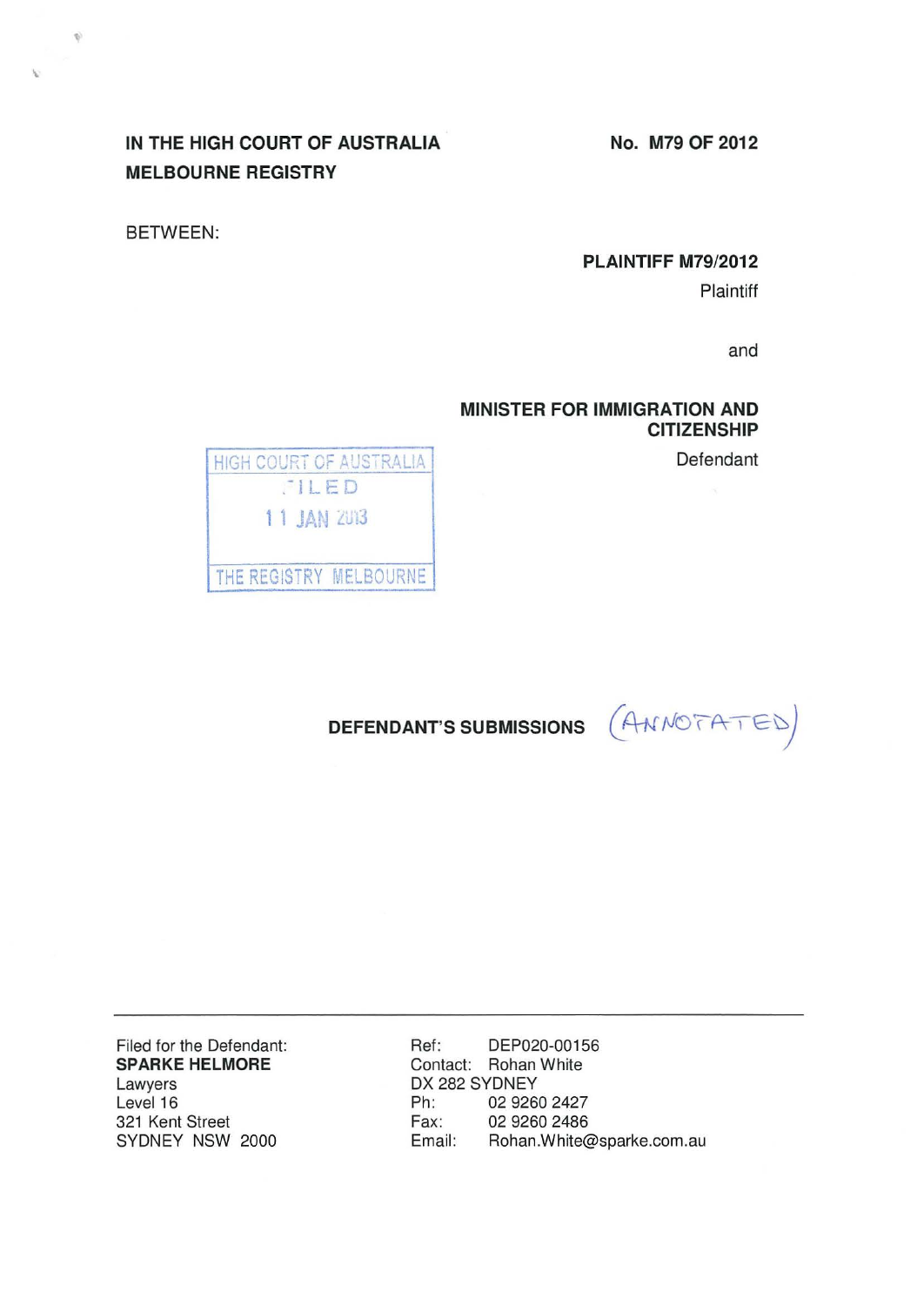**IN THE HIGH COURT OF AUSTRALIA**
**MELBOURNE REGISTRY**

**No. M79 OF 2012**

BETWEEN:

**PLAINTIFF M79/2012**
Plaintiff

and

**MINISTER FOR IMMIGRATION AND CITIZENSHIP**
Defendant

HIGH COURT OF AUSTRALIA
FILED
11 JAN 2013
THE REGISTRY MELBOURNE

**DEFENDANT'S SUBMISSIONS** (ANNOTATED)

---

| Filed for the Defendant: | |
|---|---|
| **SPARKE HELMORE** | Ref: DEP020-00156 |
| Lawyers | Contact: Rohan White |
| Level 16 | DX 282 SYDNEY |
| 321 Kent Street | Ph: 02 9260 2427 |
| SYDNEY NSW 2000 | Fax: 02 9260 2486 |
| | Email: Rohan.White@sparke.com.au |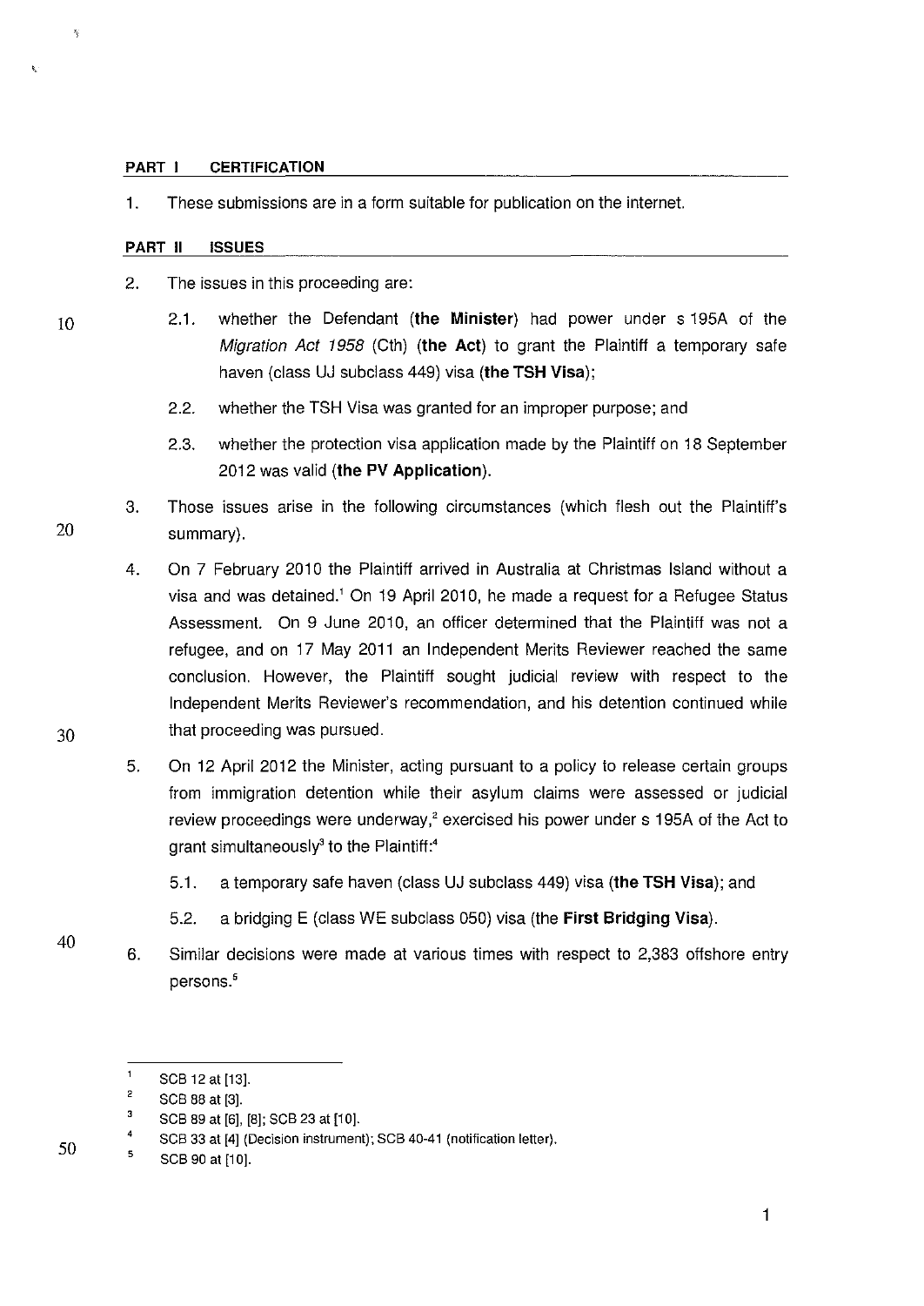## PART I CERTIFICATION

1. These submissions are in a form suitable for publication on the internet.

## PART II ISSUES

2. The issues in this proceeding are:

   2.1. whether the Defendant (**the Minister**) had power under s 195A of the *Migration Act 1958* (Cth) (**the Act**) to grant the Plaintiff a temporary safe haven (class UJ subclass 449) visa (**the TSH Visa**);

   2.2. whether the TSH Visa was granted for an improper purpose; and

   2.3. whether the protection visa application made by the Plaintiff on 18 September 2012 was valid (**the PV Application**).

3. Those issues arise in the following circumstances (which flesh out the Plaintiff's summary).

4. On 7 February 2010 the Plaintiff arrived in Australia at Christmas Island without a visa and was detained.[1] On 19 April 2010, he made a request for a Refugee Status Assessment. On 9 June 2010, an officer determined that the Plaintiff was not a refugee, and on 17 May 2011 an Independent Merits Reviewer reached the same conclusion. However, the Plaintiff sought judicial review with respect to the Independent Merits Reviewer's recommendation, and his detention continued while that proceeding was pursued.

5. On 12 April 2012 the Minister, acting pursuant to a policy to release certain groups from immigration detention while their asylum claims were assessed or judicial review proceedings were underway,[2] exercised his power under s 195A of the Act to grant simultaneously[3] to the Plaintiff:[4]

   5.1. a temporary safe haven (class UJ subclass 449) visa (**the TSH Visa**); and

   5.2. a bridging E (class WE subclass 050) visa (the **First Bridging Visa**).

6. Similar decisions were made at various times with respect to 2,383 offshore entry persons.[5]

---

[1] SCB 12 at [13].

[2] SCB 88 at [3].

[3] SCB 89 at [6], [8]; SCB 23 at [10].

[4] SCB 33 at [4] (Decision instrument); SCB 40-41 (notification letter).

[5] SCB 90 at [10].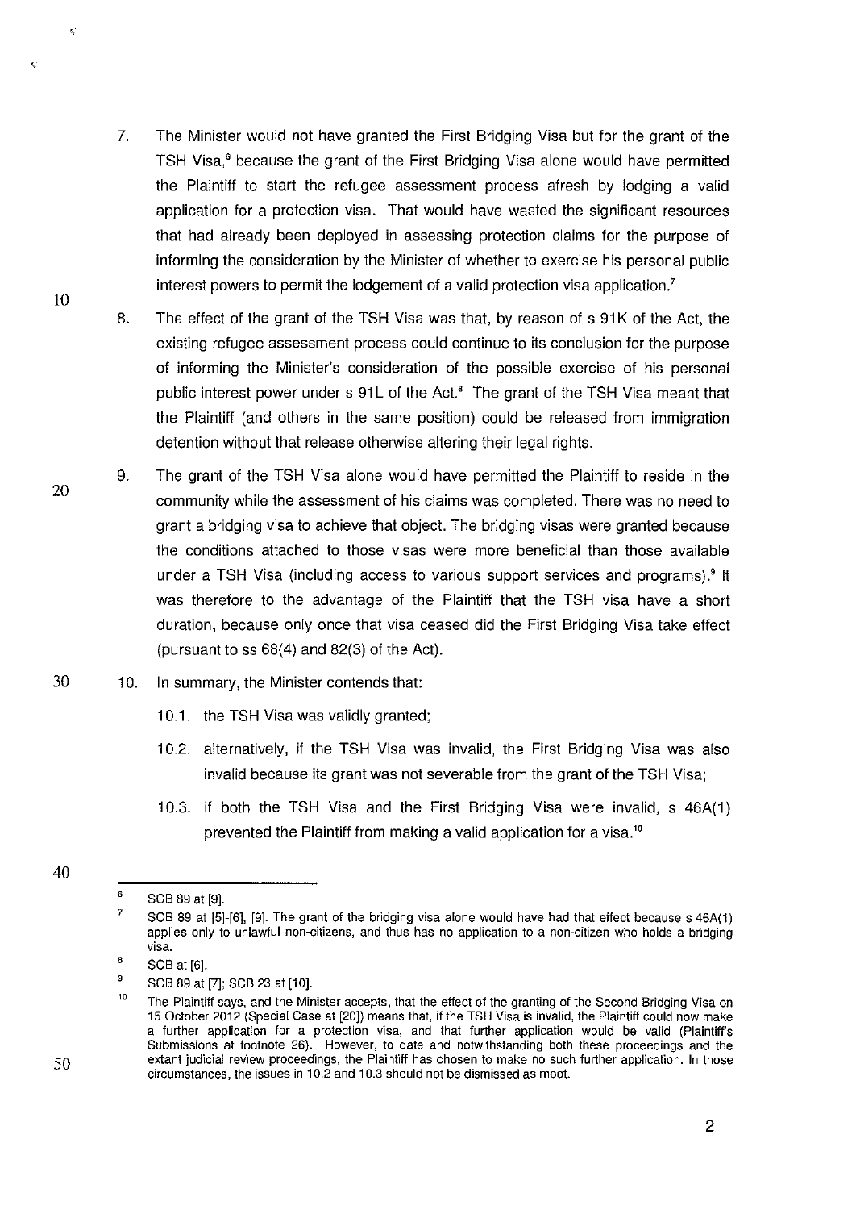7. The Minister would not have granted the First Bridging Visa but for the grant of the TSH Visa,[6] because the grant of the First Bridging Visa alone would have permitted the Plaintiff to start the refugee assessment process afresh by lodging a valid application for a protection visa. That would have wasted the significant resources that had already been deployed in assessing protection claims for the purpose of informing the consideration by the Minister of whether to exercise his personal public interest powers to permit the lodgement of a valid protection visa application.[7]

8. The effect of the grant of the TSH Visa was that, by reason of s 91K of the Act, the existing refugee assessment process could continue to its conclusion for the purpose of informing the Minister's consideration of the possible exercise of his personal public interest power under s 91L of the Act.[8] The grant of the TSH Visa meant that the Plaintiff (and others in the same position) could be released from immigration detention without that release otherwise altering their legal rights.

9. The grant of the TSH Visa alone would have permitted the Plaintiff to reside in the community while the assessment of his claims was completed. There was no need to grant a bridging visa to achieve that object. The bridging visas were granted because the conditions attached to those visas were more beneficial than those available under a TSH Visa (including access to various support services and programs).[9] It was therefore to the advantage of the Plaintiff that the TSH visa have a short duration, because only once that visa ceased did the First Bridging Visa take effect (pursuant to ss 68(4) and 82(3) of the Act).

10. In summary, the Minister contends that:

    10.1. the TSH Visa was validly granted;

    10.2. alternatively, if the TSH Visa was invalid, the First Bridging Visa was also invalid because its grant was not severable from the grant of the TSH Visa;

    10.3. if both the TSH Visa and the First Bridging Visa were invalid, s 46A(1) prevented the Plaintiff from making a valid application for a visa.[10]

---

[6] SCB 89 at [9].

[7] SCB 89 at [5]-[6], [9]. The grant of the bridging visa alone would have had that effect because s 46A(1) applies only to unlawful non-citizens, and thus has no application to a non-citizen who holds a bridging visa.

[8] SCB at [6].

[9] SCB 89 at [7]; SCB 23 at [10].

[10] The Plaintiff says, and the Minister accepts, that the effect of the granting of the Second Bridging Visa on 15 October 2012 (Special Case at [20]) means that, if the TSH Visa is invalid, the Plaintiff could now make a further application for a protection visa, and that further application would be valid (Plaintiff's Submissions at footnote 26). However, to date and notwithstanding both these proceedings and the extant judicial review proceedings, the Plaintiff has chosen to make no such further application. In those circumstances, the issues in 10.2 and 10.3 should not be dismissed as moot.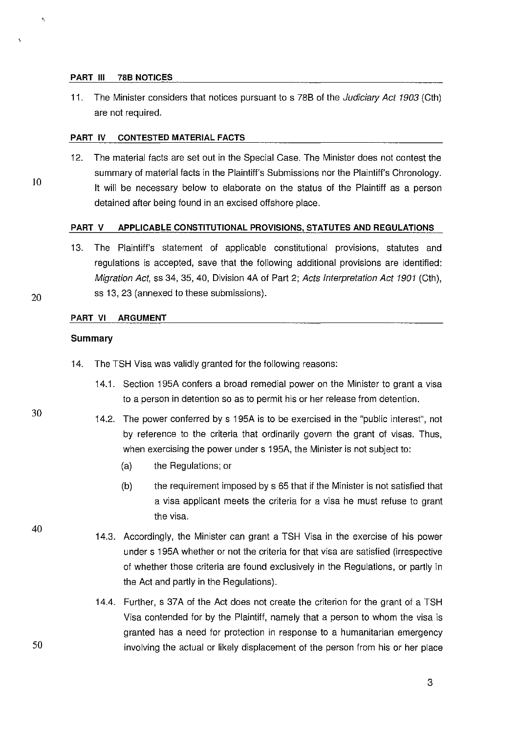## PART III 78B NOTICES

11. The Minister considers that notices pursuant to s 78B of the *Judiciary Act 1903* (Cth) are not required.

## PART IV CONTESTED MATERIAL FACTS

12. The material facts are set out in the Special Case. The Minister does not contest the summary of material facts in the Plaintiff's Submissions nor the Plaintiff's Chronology. It will be necessary below to elaborate on the status of the Plaintiff as a person detained after being found in an excised offshore place.

## PART V APPLICABLE CONSTITUTIONAL PROVISIONS, STATUTES AND REGULATIONS

13. The Plaintiff's statement of applicable constitutional provisions, statutes and regulations is accepted, save that the following additional provisions are identified: *Migration Act*, ss 34, 35, 40, Division 4A of Part 2; *Acts Interpretation Act 1901* (Cth), ss 13, 23 (annexed to these submissions).

## PART VI ARGUMENT

### Summary

14. The TSH Visa was validly granted for the following reasons:

    14.1. Section 195A confers a broad remedial power on the Minister to grant a visa to a person in detention so as to permit his or her release from detention.

    14.2. The power conferred by s 195A is to be exercised in the "public interest", not by reference to the criteria that ordinarily govern the grant of visas. Thus, when exercising the power under s 195A, the Minister is not subject to:

    (a) the Regulations; or

    (b) the requirement imposed by s 65 that if the Minister is not satisfied that a visa applicant meets the criteria for a visa he must refuse to grant the visa.

    14.3. Accordingly, the Minister can grant a TSH Visa in the exercise of his power under s 195A whether or not the criteria for that visa are satisfied (irrespective of whether those criteria are found exclusively in the Regulations, or partly in the Act and partly in the Regulations).

    14.4. Further, s 37A of the Act does not create the criterion for the grant of a TSH Visa contended for by the Plaintiff, namely that a person to whom the visa is granted has a need for protection in response to a humanitarian emergency involving the actual or likely displacement of the person from his or her place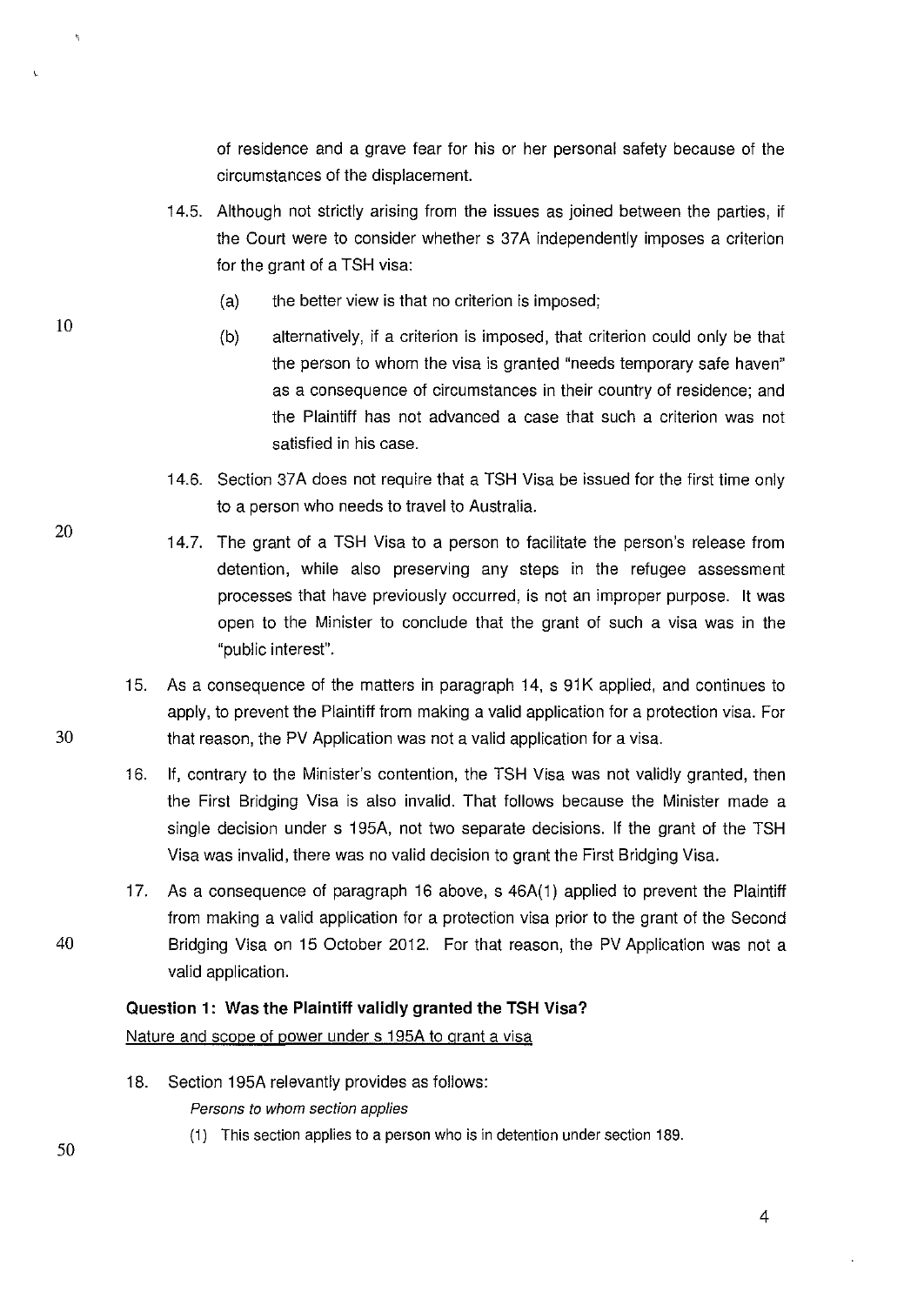of residence and a grave fear for his or her personal safety because of the circumstances of the displacement.

14.5. Although not strictly arising from the issues as joined between the parties, if the Court were to consider whether s 37A independently imposes a criterion for the grant of a TSH visa:

(a) the better view is that no criterion is imposed;

(b) alternatively, if a criterion is imposed, that criterion could only be that the person to whom the visa is granted "needs temporary safe haven" as a consequence of circumstances in their country of residence; and the Plaintiff has not advanced a case that such a criterion was not satisfied in his case.

14.6. Section 37A does not require that a TSH Visa be issued for the first time only to a person who needs to travel to Australia.

14.7. The grant of a TSH Visa to a person to facilitate the person's release from detention, while also preserving any steps in the refugee assessment processes that have previously occurred, is not an improper purpose. It was open to the Minister to conclude that the grant of such a visa was in the "public interest".

15. As a consequence of the matters in paragraph 14, s 91K applied, and continues to apply, to prevent the Plaintiff from making a valid application for a protection visa. For that reason, the PV Application was not a valid application for a visa.

16. If, contrary to the Minister's contention, the TSH Visa was not validly granted, then the First Bridging Visa is also invalid. That follows because the Minister made a single decision under s 195A, not two separate decisions. If the grant of the TSH Visa was invalid, there was no valid decision to grant the First Bridging Visa.

17. As a consequence of paragraph 16 above, s 46A(1) applied to prevent the Plaintiff from making a valid application for a protection visa prior to the grant of the Second Bridging Visa on 15 October 2012. For that reason, the PV Application was not a valid application.

**Question 1: Was the Plaintiff validly granted the TSH Visa?**

<u>Nature and scope of power under s 195A to grant a visa</u>

18. Section 195A relevantly provides as follows:

*Persons to whom section applies*

(1) This section applies to a person who is in detention under section 189.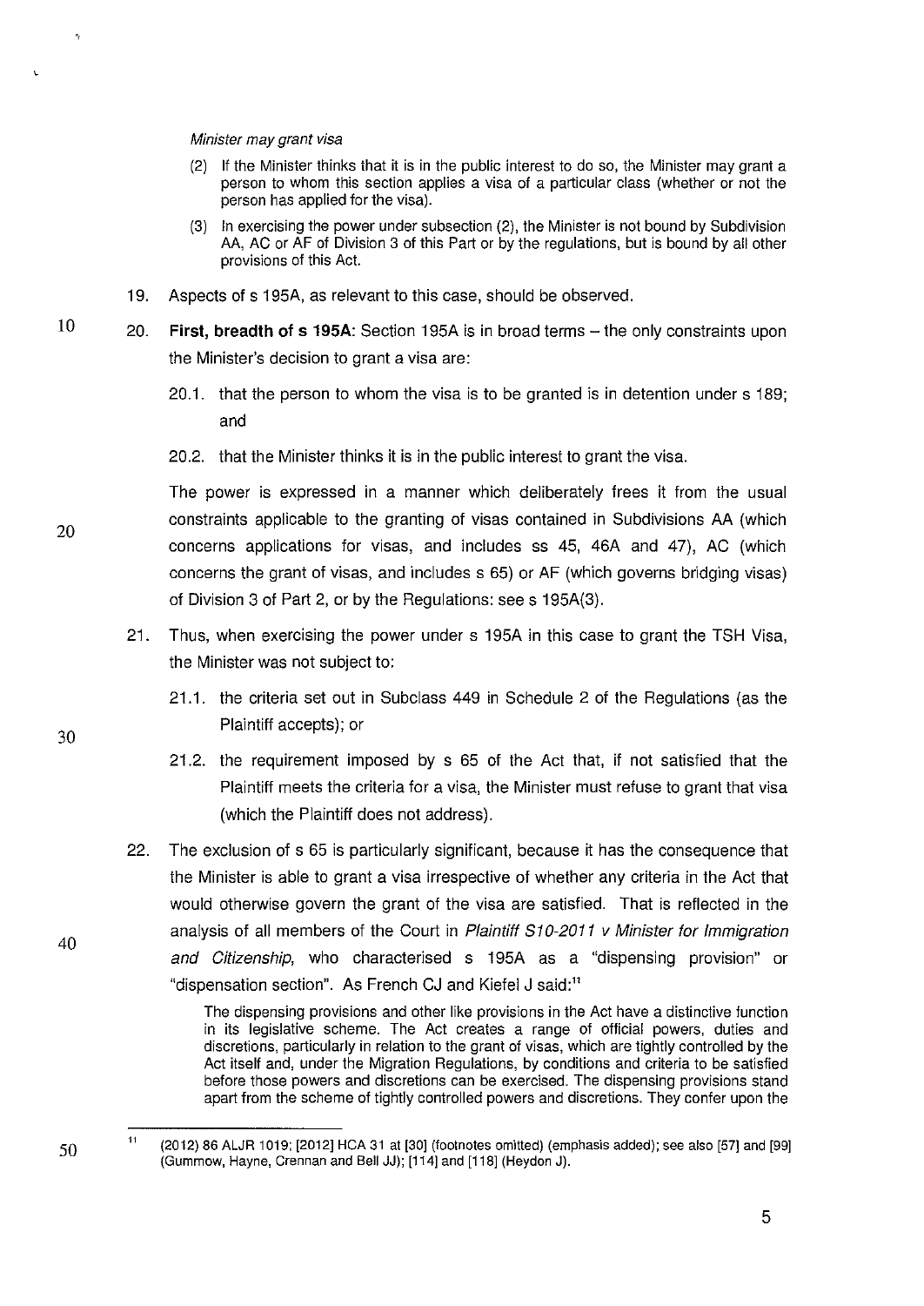*Minister may grant visa*

> (2) If the Minister thinks that it is in the public interest to do so, the Minister may grant a person to whom this section applies a visa of a particular class (whether or not the person has applied for the visa).
>
> (3) In exercising the power under subsection (2), the Minister is not bound by Subdivision AA, AC or AF of Division 3 of this Part or by the regulations, but is bound by all other provisions of this Act.

19. Aspects of s 195A, as relevant to this case, should be observed.

20. **First, breadth of s 195A:** Section 195A is in broad terms – the only constraints upon the Minister's decision to grant a visa are:

    20.1. that the person to whom the visa is to be granted is in detention under s 189; and

    20.2. that the Minister thinks it is in the public interest to grant the visa.

    The power is expressed in a manner which deliberately frees it from the usual constraints applicable to the granting of visas contained in Subdivisions AA (which concerns applications for visas, and includes ss 45, 46A and 47), AC (which concerns the grant of visas, and includes s 65) or AF (which governs bridging visas) of Division 3 of Part 2, or by the Regulations: see s 195A(3).

21. Thus, when exercising the power under s 195A in this case to grant the TSH Visa, the Minister was not subject to:

    21.1. the criteria set out in Subclass 449 in Schedule 2 of the Regulations (as the Plaintiff accepts); or

    21.2. the requirement imposed by s 65 of the Act that, if not satisfied that the Plaintiff meets the criteria for a visa, the Minister must refuse to grant that visa (which the Plaintiff does not address).

22. The exclusion of s 65 is particularly significant, because it has the consequence that the Minister is able to grant a visa irrespective of whether any criteria in the Act that would otherwise govern the grant of the visa are satisfied. That is reflected in the analysis of all members of the Court in *Plaintiff S10-2011 v Minister for Immigration and Citizenship*, who characterised s 195A as a "dispensing provision" or "dispensation section". As French CJ and Kiefel J said:[11]

> The dispensing provisions and other like provisions in the Act have a distinctive function in its legislative scheme. The Act creates a range of official powers, duties and discretions, particularly in relation to the grant of visas, which are tightly controlled by the Act itself and, under the Migration Regulations, by conditions and criteria to be satisfied before those powers and discretions can be exercised. The dispensing provisions stand apart from the scheme of tightly controlled powers and discretions. They confer upon the

---

[11] (2012) 86 ALJR 1019; [2012] HCA 31 at [30] (footnotes omitted) (emphasis added); see also [57] and [99] (Gummow, Hayne, Crennan and Bell JJ); [114] and [118] (Heydon J).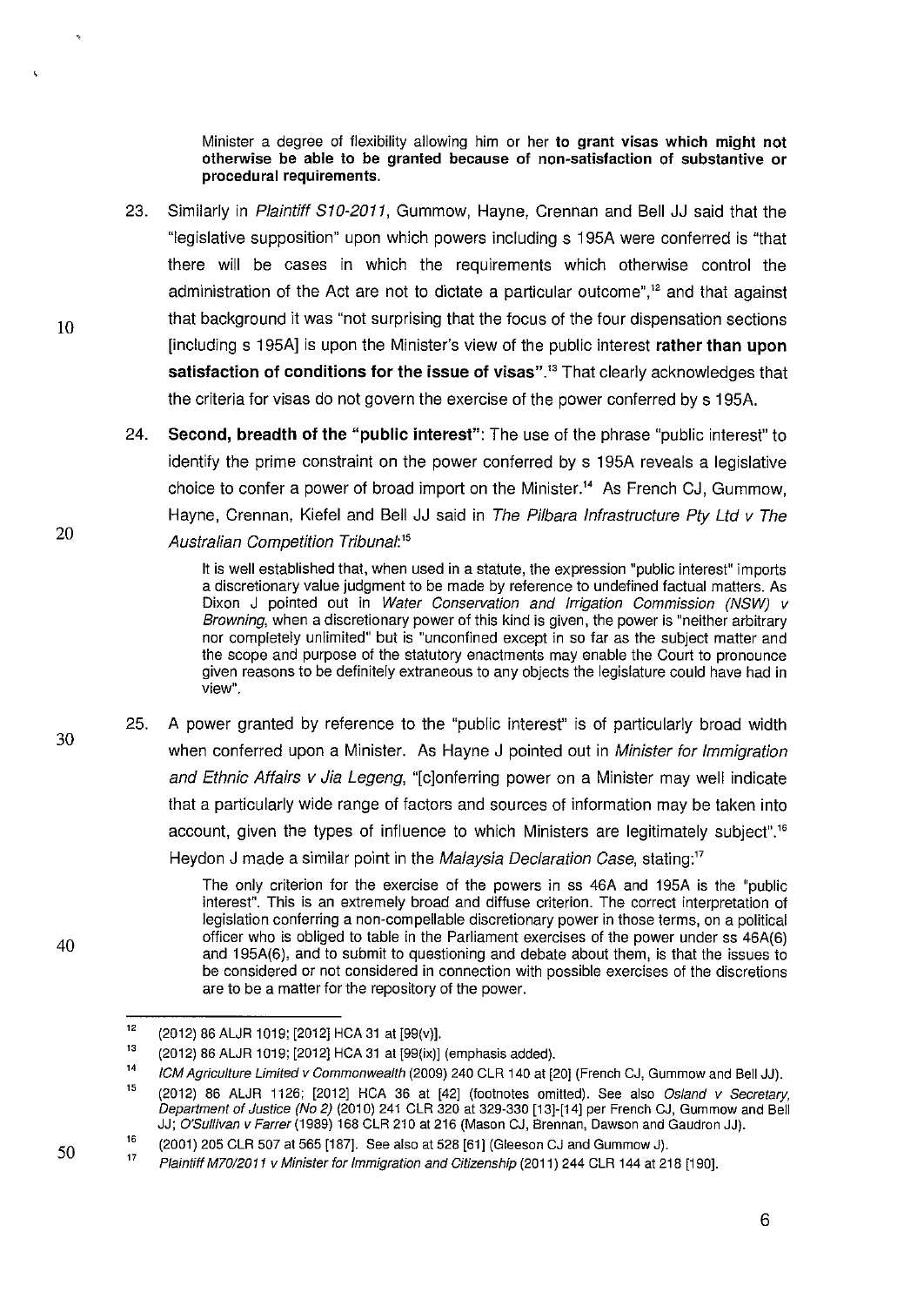Minister a degree of flexibility allowing him or her **to grant visas which might not otherwise be able to be granted because of non-satisfaction of substantive or procedural requirements.**

23. Similarly in *Plaintiff S10-2011*, Gummow, Hayne, Crennan and Bell JJ said that the "legislative supposition" upon which powers including s 195A were conferred is "that there will be cases in which the requirements which otherwise control the administration of the Act are not to dictate a particular outcome",[12] and that against that background it was "not surprising that the focus of the four dispensation sections [including s 195A] is upon the Minister's view of the public interest **rather than upon satisfaction of conditions for the issue of visas**".[13] That clearly acknowledges that the criteria for visas do not govern the exercise of the power conferred by s 195A.

24. **Second, breadth of the "public interest"**: The use of the phrase "public interest" to identify the prime constraint on the power conferred by s 195A reveals a legislative choice to confer a power of broad import on the Minister.[14] As French CJ, Gummow, Hayne, Crennan, Kiefel and Bell JJ said in *The Pilbara Infrastructure Pty Ltd v The Australian Competition Tribunal*:[15]

> It is well established that, when used in a statute, the expression "public interest" imports a discretionary value judgment to be made by reference to undefined factual matters. As Dixon J pointed out in *Water Conservation and Irrigation Commission (NSW) v Browning*, when a discretionary power of this kind is given, the power is "neither arbitrary nor completely unlimited" but is "unconfined except in so far as the subject matter and the scope and purpose of the statutory enactments may enable the Court to pronounce given reasons to be definitely extraneous to any objects the legislature could have had in view".

25. A power granted by reference to the "public interest" is of particularly broad width when conferred upon a Minister. As Hayne J pointed out in *Minister for Immigration and Ethnic Affairs v Jia Legeng*, "[c]onferring power on a Minister may well indicate that a particularly wide range of factors and sources of information may be taken into account, given the types of influence to which Ministers are legitimately subject".[16] Heydon J made a similar point in the *Malaysia Declaration Case*, stating:[17]

> The only criterion for the exercise of the powers in ss 46A and 195A is the "public interest". This is an extremely broad and diffuse criterion. The correct interpretation of legislation conferring a non-compellable discretionary power in those terms, on a political officer who is obliged to table in the Parliament exercises of the power under ss 46A(6) and 195A(6), and to submit to questioning and debate about them, is that the issues to be considered or not considered in connection with possible exercises of the discretions are to be a matter for the repository of the power.

---

[12] (2012) 86 ALJR 1019; [2012] HCA 31 at [99(v)].

[13] (2012) 86 ALJR 1019; [2012] HCA 31 at [99(ix)] (emphasis added).

[14] *ICM Agriculture Limited v Commonwealth* (2009) 240 CLR 140 at [20] (French CJ, Gummow and Bell JJ).

[15] (2012) 86 ALJR 1126; [2012] HCA 36 at [42] (footnotes omitted). See also *Osland v Secretary, Department of Justice (No 2)* (2010) 241 CLR 320 at 329-330 [13]-[14] per French CJ, Gummow and Bell JJ; *O'Sullivan v Farrer* (1989) 168 CLR 210 at 216 (Mason CJ, Brennan, Dawson and Gaudron JJ).

[16] (2001) 205 CLR 507 at 565 [187]. See also at 528 [61] (Gleeson CJ and Gummow J).

[17] *Plaintiff M70/2011 v Minister for Immigration and Citizenship* (2011) 244 CLR 144 at 218 [190].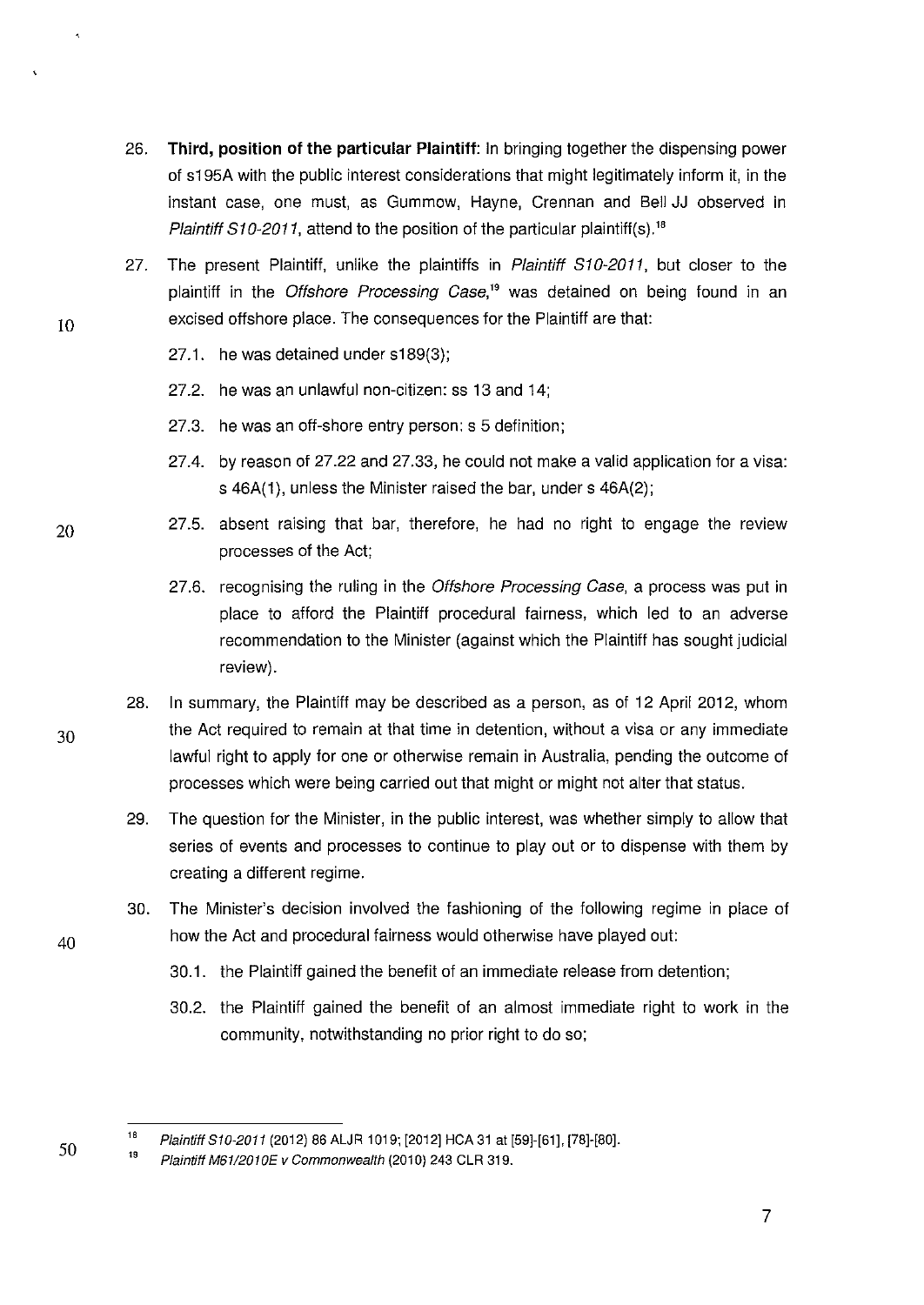26. **Third, position of the particular Plaintiff:** In bringing together the dispensing power of s195A with the public interest considerations that might legitimately inform it, in the instant case, one must, as Gummow, Hayne, Crennan and Bell JJ observed in *Plaintiff S10-2011*, attend to the position of the particular plaintiff(s).[18]

27. The present Plaintiff, unlike the plaintiffs in *Plaintiff S10-2011*, but closer to the plaintiff in the *Offshore Processing Case*,[19] was detained on being found in an excised offshore place. The consequences for the Plaintiff are that:

    27.1. he was detained under s189(3);

    27.2. he was an unlawful non-citizen: ss 13 and 14;

    27.3. he was an off-shore entry person: s 5 definition;

    27.4. by reason of 27.22 and 27.33, he could not make a valid application for a visa: s 46A(1), unless the Minister raised the bar, under s 46A(2);

    27.5. absent raising that bar, therefore, he had no right to engage the review processes of the Act;

    27.6. recognising the ruling in the *Offshore Processing Case*, a process was put in place to afford the Plaintiff procedural fairness, which led to an adverse recommendation to the Minister (against which the Plaintiff has sought judicial review).

28. In summary, the Plaintiff may be described as a person, as of 12 April 2012, whom the Act required to remain at that time in detention, without a visa or any immediate lawful right to apply for one or otherwise remain in Australia, pending the outcome of processes which were being carried out that might or might not alter that status.

29. The question for the Minister, in the public interest, was whether simply to allow that series of events and processes to continue to play out or to dispense with them by creating a different regime.

30. The Minister's decision involved the fashioning of the following regime in place of how the Act and procedural fairness would otherwise have played out:

    30.1. the Plaintiff gained the benefit of an immediate release from detention;

    30.2. the Plaintiff gained the benefit of an almost immediate right to work in the community, notwithstanding no prior right to do so;

---

[18] *Plaintiff S10-2011* (2012) 86 ALJR 1019; [2012] HCA 31 at [59]-[61], [78]-[80].

[19] *Plaintiff M61/2010E v Commonwealth* (2010) 243 CLR 319.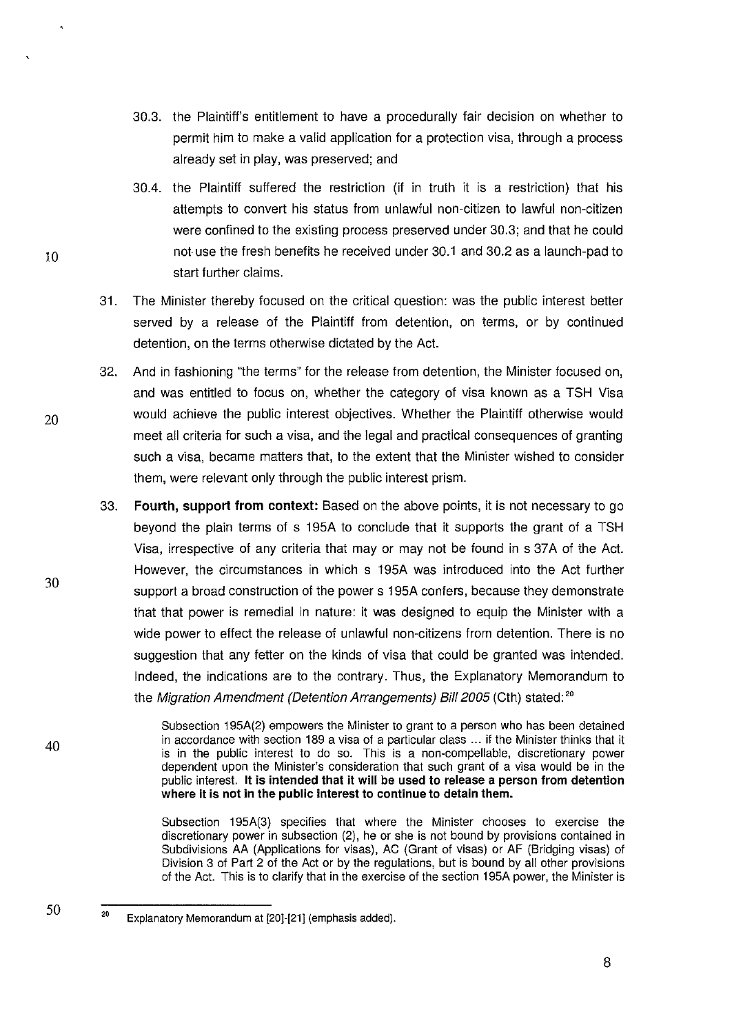30.3. the Plaintiff's entitlement to have a procedurally fair decision on whether to permit him to make a valid application for a protection visa, through a process already set in play, was preserved; and

30.4. the Plaintiff suffered the restriction (if in truth it is a restriction) that his attempts to convert his status from unlawful non-citizen to lawful non-citizen were confined to the existing process preserved under 30.3; and that he could not use the fresh benefits he received under 30.1 and 30.2 as a launch-pad to start further claims.

31. The Minister thereby focused on the critical question: was the public interest better served by a release of the Plaintiff from detention, on terms, or by continued detention, on the terms otherwise dictated by the Act.

32. And in fashioning "the terms" for the release from detention, the Minister focused on, and was entitled to focus on, whether the category of visa known as a TSH Visa would achieve the public interest objectives. Whether the Plaintiff otherwise would meet all criteria for such a visa, and the legal and practical consequences of granting such a visa, became matters that, to the extent that the Minister wished to consider them, were relevant only through the public interest prism.

33. **Fourth, support from context:** Based on the above points, it is not necessary to go beyond the plain terms of s 195A to conclude that it supports the grant of a TSH Visa, irrespective of any criteria that may or may not be found in s 37A of the Act. However, the circumstances in which s 195A was introduced into the Act further support a broad construction of the power s 195A confers, because they demonstrate that that power is remedial in nature: it was designed to equip the Minister with a wide power to effect the release of unlawful non-citizens from detention. There is no suggestion that any fetter on the kinds of visa that could be granted was intended. Indeed, the indications are to the contrary. Thus, the Explanatory Memorandum to the *Migration Amendment (Detention Arrangements) Bill 2005* (Cth) stated:[20]

> Subsection 195A(2) empowers the Minister to grant to a person who has been detained in accordance with section 189 a visa of a particular class ... if the Minister thinks that it is in the public interest to do so. This is a non-compellable, discretionary power dependent upon the Minister's consideration that such grant of a visa would be in the public interest. **It is intended that it will be used to release a person from detention where it is not in the public interest to continue to detain them.**
>
> Subsection 195A(3) specifies that where the Minister chooses to exercise the discretionary power in subsection (2), he or she is not bound by provisions contained in Subdivisions AA (Applications for visas), AC (Grant of visas) or AF (Bridging visas) of Division 3 of Part 2 of the Act or by the regulations, but is bound by all other provisions of the Act. This is to clarify that in the exercise of the section 195A power, the Minister is

---

[20] Explanatory Memorandum at [20]-[21] (emphasis added).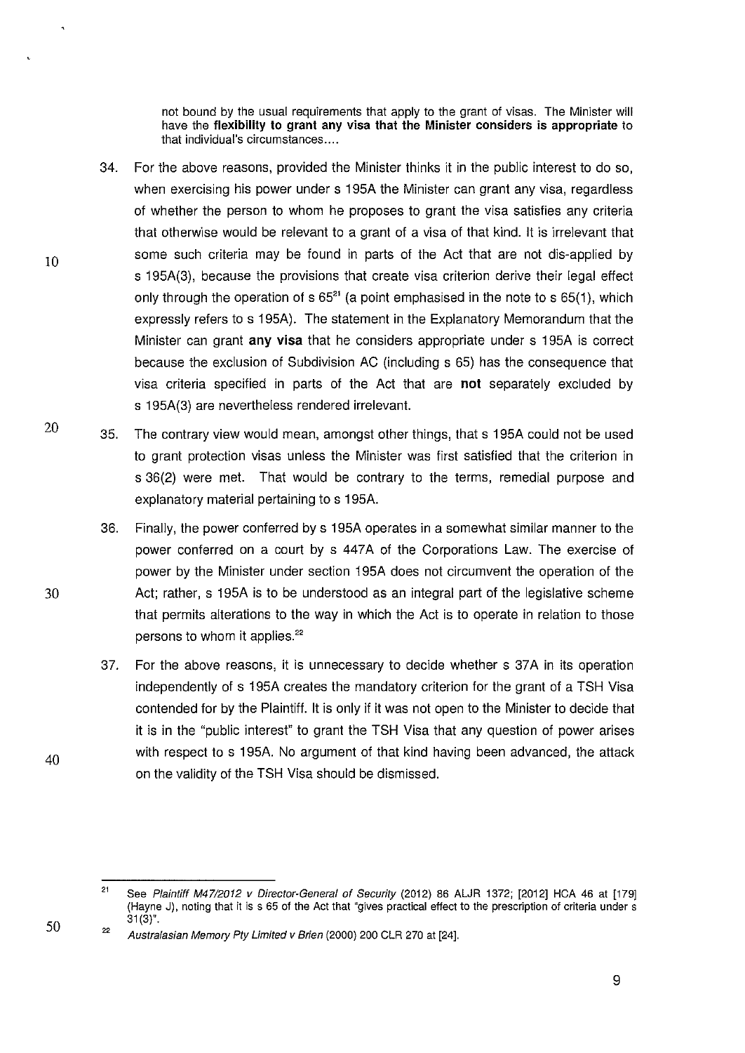> not bound by the usual requirements that apply to the grant of visas. The Minister will have the **flexibility to grant any visa that the Minister considers is appropriate** to that individual's circumstances....

34. For the above reasons, provided the Minister thinks it in the public interest to do so, when exercising his power under s 195A the Minister can grant any visa, regardless of whether the person to whom he proposes to grant the visa satisfies any criteria that otherwise would be relevant to a grant of a visa of that kind. It is irrelevant that some such criteria may be found in parts of the Act that are not dis-applied by s 195A(3), because the provisions that create visa criterion derive their legal effect only through the operation of s 65[21] (a point emphasised in the note to s 65(1), which expressly refers to s 195A). The statement in the Explanatory Memorandum that the Minister can grant **any visa** that he considers appropriate under s 195A is correct because the exclusion of Subdivision AC (including s 65) has the consequence that visa criteria specified in parts of the Act that are **not** separately excluded by s 195A(3) are nevertheless rendered irrelevant.

35. The contrary view would mean, amongst other things, that s 195A could not be used to grant protection visas unless the Minister was first satisfied that the criterion in s 36(2) were met. That would be contrary to the terms, remedial purpose and explanatory material pertaining to s 195A.

36. Finally, the power conferred by s 195A operates in a somewhat similar manner to the power conferred on a court by s 447A of the Corporations Law. The exercise of power by the Minister under section 195A does not circumvent the operation of the Act; rather, s 195A is to be understood as an integral part of the legislative scheme that permits alterations to the way in which the Act is to operate in relation to those persons to whom it applies.[22]

37. For the above reasons, it is unnecessary to decide whether s 37A in its operation independently of s 195A creates the mandatory criterion for the grant of a TSH Visa contended for by the Plaintiff. It is only if it was not open to the Minister to decide that it is in the "public interest" to grant the TSH Visa that any question of power arises with respect to s 195A. No argument of that kind having been advanced, the attack on the validity of the TSH Visa should be dismissed.

---

[21] See *Plaintiff M47/2012 v Director-General of Security* (2012) 86 ALJR 1372; [2012] HCA 46 at [179] (Hayne J), noting that it is s 65 of the Act that "gives practical effect to the prescription of criteria under s 31(3)".

[22] *Australasian Memory Pty Limited v Brien* (2000) 200 CLR 270 at [24].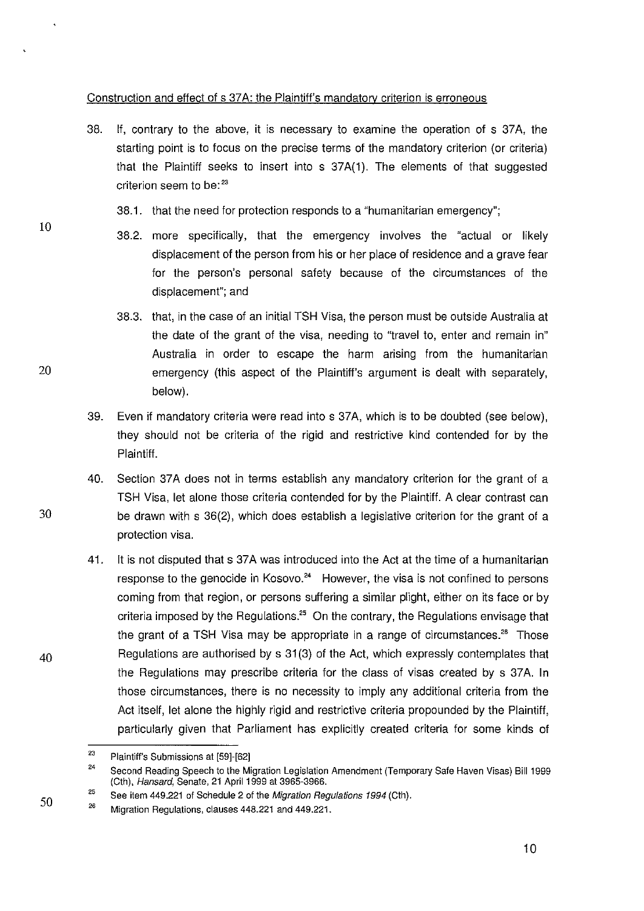Construction and effect of s 37A: the Plaintiff's mandatory criterion is erroneous

38. If, contrary to the above, it is necessary to examine the operation of s 37A, the starting point is to focus on the precise terms of the mandatory criterion (or criteria) that the Plaintiff seeks to insert into s 37A(1). The elements of that suggested criterion seem to be:[23]

    38.1. that the need for protection responds to a "humanitarian emergency";

    38.2. more specifically, that the emergency involves the "actual or likely displacement of the person from his or her place of residence and a grave fear for the person's personal safety because of the circumstances of the displacement"; and

    38.3. that, in the case of an initial TSH Visa, the person must be outside Australia at the date of the grant of the visa, needing to "travel to, enter and remain in" Australia in order to escape the harm arising from the humanitarian emergency (this aspect of the Plaintiff's argument is dealt with separately, below).

39. Even if mandatory criteria were read into s 37A, which is to be doubted (see below), they should not be criteria of the rigid and restrictive kind contended for by the Plaintiff.

40. Section 37A does not in terms establish any mandatory criterion for the grant of a TSH Visa, let alone those criteria contended for by the Plaintiff. A clear contrast can be drawn with s 36(2), which does establish a legislative criterion for the grant of a protection visa.

41. It is not disputed that s 37A was introduced into the Act at the time of a humanitarian response to the genocide in Kosovo.[24] However, the visa is not confined to persons coming from that region, or persons suffering a similar plight, either on its face or by criteria imposed by the Regulations.[25] On the contrary, the Regulations envisage that the grant of a TSH Visa may be appropriate in a range of circumstances.[26] Those Regulations are authorised by s 31(3) of the Act, which expressly contemplates that the Regulations may prescribe criteria for the class of visas created by s 37A. In those circumstances, there is no necessity to imply any additional criteria from the Act itself, let alone the highly rigid and restrictive criteria propounded by the Plaintiff, particularly given that Parliament has explicitly created criteria for some kinds of

---

[23] Plaintiff's Submissions at [59]-[62]

[24] Second Reading Speech to the Migration Legislation Amendment (Temporary Safe Haven Visas) Bill 1999 (Cth), *Hansard*, Senate, 21 April 1999 at 3965-3966.

[25] See item 449.221 of Schedule 2 of the *Migration Regulations 1994* (Cth).

[26] Migration Regulations, clauses 448.221 and 449.221.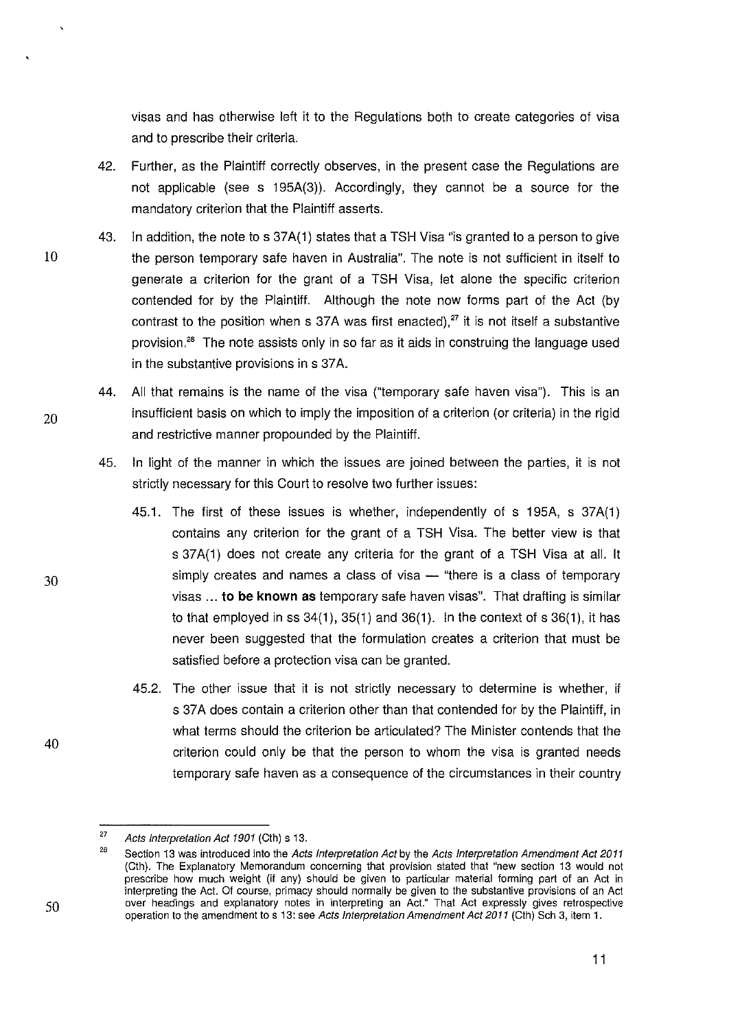visas and has otherwise left it to the Regulations both to create categories of visa and to prescribe their criteria.

42. Further, as the Plaintiff correctly observes, in the present case the Regulations are not applicable (see s 195A(3)). Accordingly, they cannot be a source for the mandatory criterion that the Plaintiff asserts.

43. In addition, the note to s 37A(1) states that a TSH Visa "is granted to a person to give the person temporary safe haven in Australia". The note is not sufficient in itself to generate a criterion for the grant of a TSH Visa, let alone the specific criterion contended for by the Plaintiff. Although the note now forms part of the Act (by contrast to the position when s 37A was first enacted),[27] it is not itself a substantive provision.[28] The note assists only in so far as it aids in construing the language used in the substantive provisions in s 37A.

44. All that remains is the name of the visa ("temporary safe haven visa"). This is an insufficient basis on which to imply the imposition of a criterion (or criteria) in the rigid and restrictive manner propounded by the Plaintiff.

45. In light of the manner in which the issues are joined between the parties, it is not strictly necessary for this Court to resolve two further issues:

   45.1. The first of these issues is whether, independently of s 195A, s 37A(1) contains any criterion for the grant of a TSH Visa. The better view is that s 37A(1) does not create any criteria for the grant of a TSH Visa at all. It simply creates and names a class of visa — "there is a class of temporary visas ... **to be known as** temporary safe haven visas". That drafting is similar to that employed in ss 34(1), 35(1) and 36(1). In the context of s 36(1), it has never been suggested that the formulation creates a criterion that must be satisfied before a protection visa can be granted.

   45.2. The other issue that it is not strictly necessary to determine is whether, if s 37A does contain a criterion other than that contended for by the Plaintiff, in what terms should the criterion be articulated? The Minister contends that the criterion could only be that the person to whom the visa is granted needs temporary safe haven as a consequence of the circumstances in their country

---

[27] *Acts Interpretation Act 1901* (Cth) s 13.

[28] Section 13 was introduced into the *Acts Interpretation Act* by the *Acts Interpretation Amendment Act 2011* (Cth). The Explanatory Memorandum concerning that provision stated that "new section 13 would not prescribe how much weight (if any) should be given to particular material forming part of an Act in interpreting the Act. Of course, primacy should normally be given to the substantive provisions of an Act over headings and explanatory notes in interpreting an Act." That Act expressly gives retrospective operation to the amendment to s 13: see *Acts Interpretation Amendment Act 2011* (Cth) Sch 3, item 1.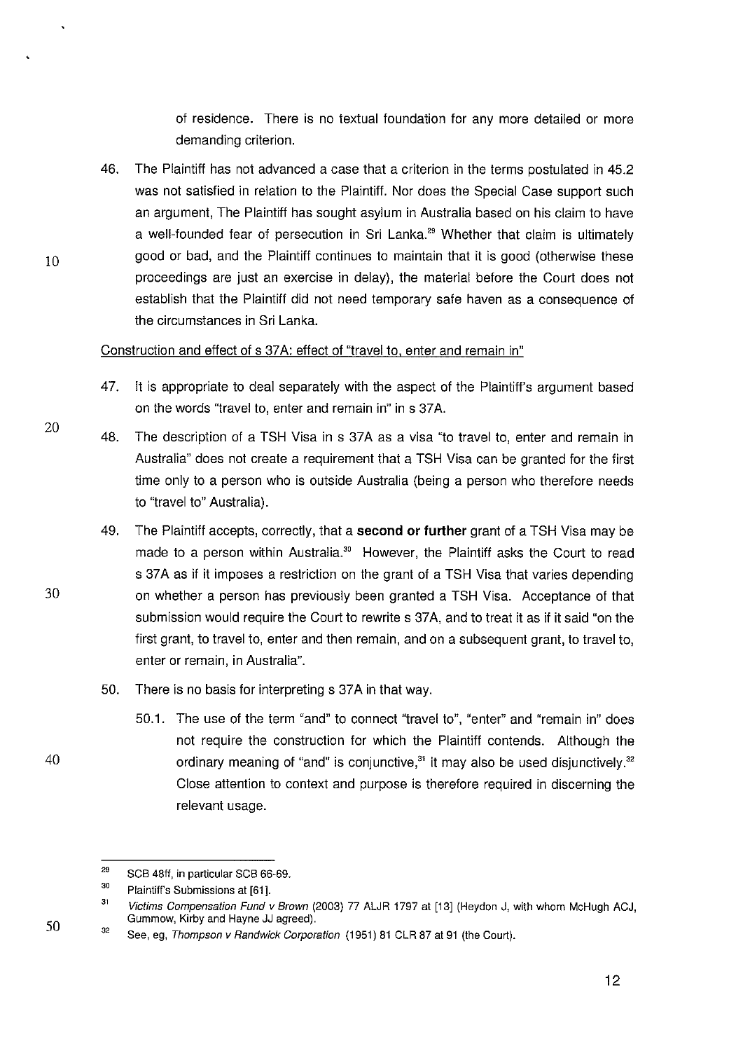of residence. There is no textual foundation for any more detailed or more demanding criterion.

46. The Plaintiff has not advanced a case that a criterion in the terms postulated in 45.2 was not satisfied in relation to the Plaintiff. Nor does the Special Case support such an argument, The Plaintiff has sought asylum in Australia based on his claim to have a well-founded fear of persecution in Sri Lanka.[29] Whether that claim is ultimately good or bad, and the Plaintiff continues to maintain that it is good (otherwise these proceedings are just an exercise in delay), the material before the Court does not establish that the Plaintiff did not need temporary safe haven as a consequence of the circumstances in Sri Lanka.

Construction and effect of s 37A: effect of "travel to, enter and remain in"

47. It is appropriate to deal separately with the aspect of the Plaintiff's argument based on the words "travel to, enter and remain in" in s 37A.

48. The description of a TSH Visa in s 37A as a visa "to travel to, enter and remain in Australia" does not create a requirement that a TSH Visa can be granted for the first time only to a person who is outside Australia (being a person who therefore needs to "travel to" Australia).

49. The Plaintiff accepts, correctly, that a **second or further** grant of a TSH Visa may be made to a person within Australia.[30] However, the Plaintiff asks the Court to read s 37A as if it imposes a restriction on the grant of a TSH Visa that varies depending on whether a person has previously been granted a TSH Visa. Acceptance of that submission would require the Court to rewrite s 37A, and to treat it as if it said "on the first grant, to travel to, enter and then remain, and on a subsequent grant, to travel to, enter or remain, in Australia".

50. There is no basis for interpreting s 37A in that way.

    50.1. The use of the term "and" to connect "travel to", "enter" and "remain in" does not require the construction for which the Plaintiff contends. Although the ordinary meaning of "and" is conjunctive,[31] it may also be used disjunctively.[32] Close attention to context and purpose is therefore required in discerning the relevant usage.

---

[29] SCB 48ff, in particular SCB 66-69.

[30] Plaintiff's Submissions at [61].

[31] *Victims Compensation Fund v Brown* (2003) 77 ALJR 1797 at [13] (Heydon J, with whom McHugh ACJ, Gummow, Kirby and Hayne JJ agreed).

[32] See, eg, *Thompson v Randwick Corporation* (1951) 81 CLR 87 at 91 (the Court).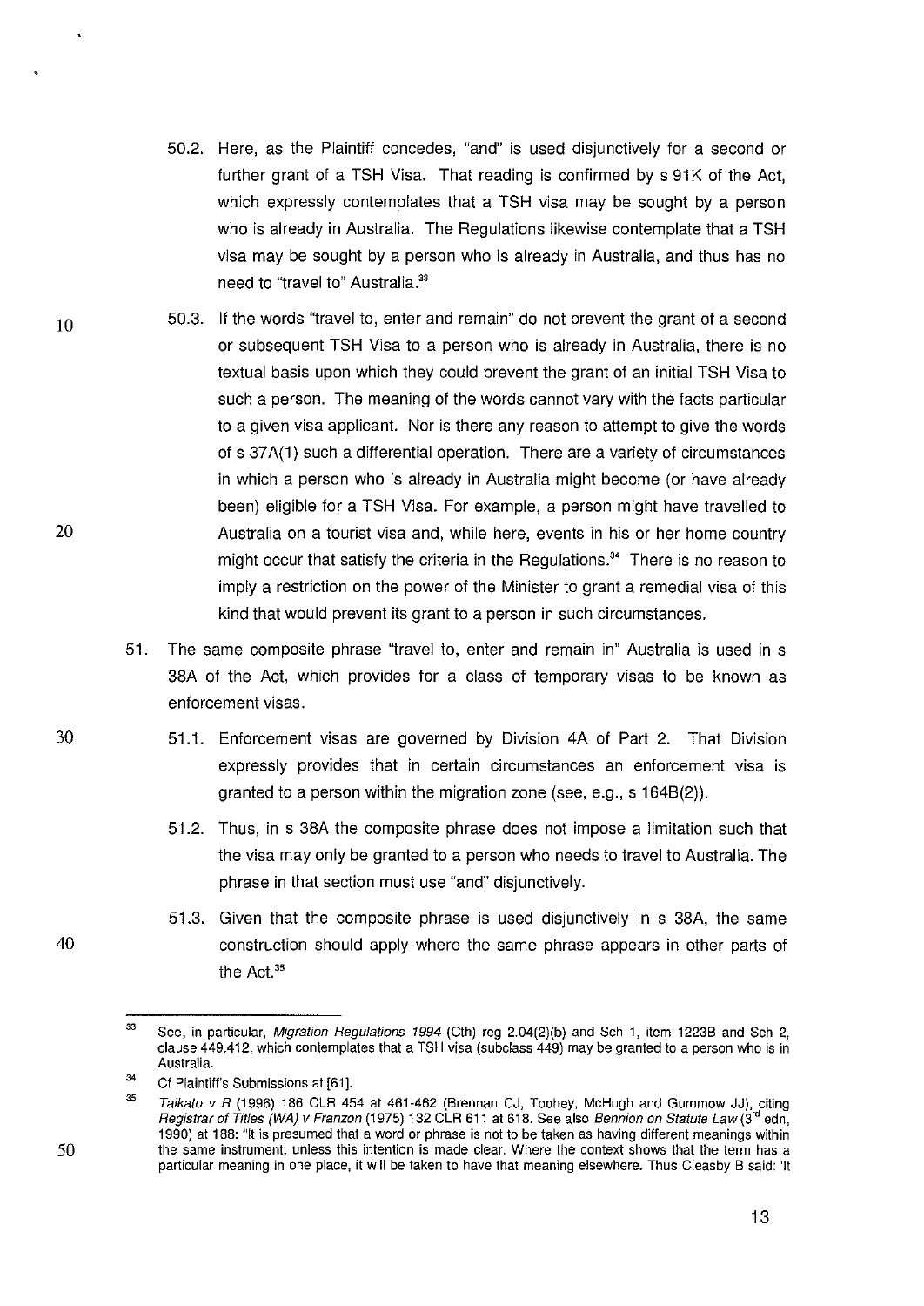50.2. Here, as the Plaintiff concedes, "and" is used disjunctively for a second or further grant of a TSH Visa. That reading is confirmed by s 91K of the Act, which expressly contemplates that a TSH visa may be sought by a person who is already in Australia. The Regulations likewise contemplate that a TSH visa may be sought by a person who is already in Australia, and thus has no need to "travel to" Australia.[33]

50.3. If the words "travel to, enter and remain" do not prevent the grant of a second or subsequent TSH Visa to a person who is already in Australia, there is no textual basis upon which they could prevent the grant of an initial TSH Visa to such a person. The meaning of the words cannot vary with the facts particular to a given visa applicant. Nor is there any reason to attempt to give the words of s 37A(1) such a differential operation. There are a variety of circumstances in which a person who is already in Australia might become (or have already been) eligible for a TSH Visa. For example, a person might have travelled to Australia on a tourist visa and, while here, events in his or her home country might occur that satisfy the criteria in the Regulations.[34] There is no reason to imply a restriction on the power of the Minister to grant a remedial visa of this kind that would prevent its grant to a person in such circumstances.

51. The same composite phrase "travel to, enter and remain in" Australia is used in s 38A of the Act, which provides for a class of temporary visas to be known as enforcement visas.

51.1. Enforcement visas are governed by Division 4A of Part 2. That Division expressly provides that in certain circumstances an enforcement visa is granted to a person within the migration zone (see, e.g., s 164B(2)).

51.2. Thus, in s 38A the composite phrase does not impose a limitation such that the visa may only be granted to a person who needs to travel to Australia. The phrase in that section must use "and" disjunctively.

51.3. Given that the composite phrase is used disjunctively in s 38A, the same construction should apply where the same phrase appears in other parts of the Act.[35]

---

[33] See, in particular, *Migration Regulations 1994* (Cth) reg 2.04(2)(b) and Sch 1, item 1223B and Sch 2, clause 449.412, which contemplates that a TSH visa (subclass 449) may be granted to a person who is in Australia.

[34] Cf Plaintiff's Submissions at [61].

[35] *Taikato v R* (1996) 186 CLR 454 at 461-462 (Brennan CJ, Toohey, McHugh and Gummow JJ), citing *Registrar of Titles (WA) v Franzon* (1975) 132 CLR 611 at 618. See also *Bennion on Statute Law* (3rd edn, 1990) at 188: "It is presumed that a word or phrase is not to be taken as having different meanings within the same instrument, unless this intention is made clear. Where the context shows that the term has a particular meaning in one place, it will be taken to have that meaning elsewhere. Thus Cleasby B said: 'It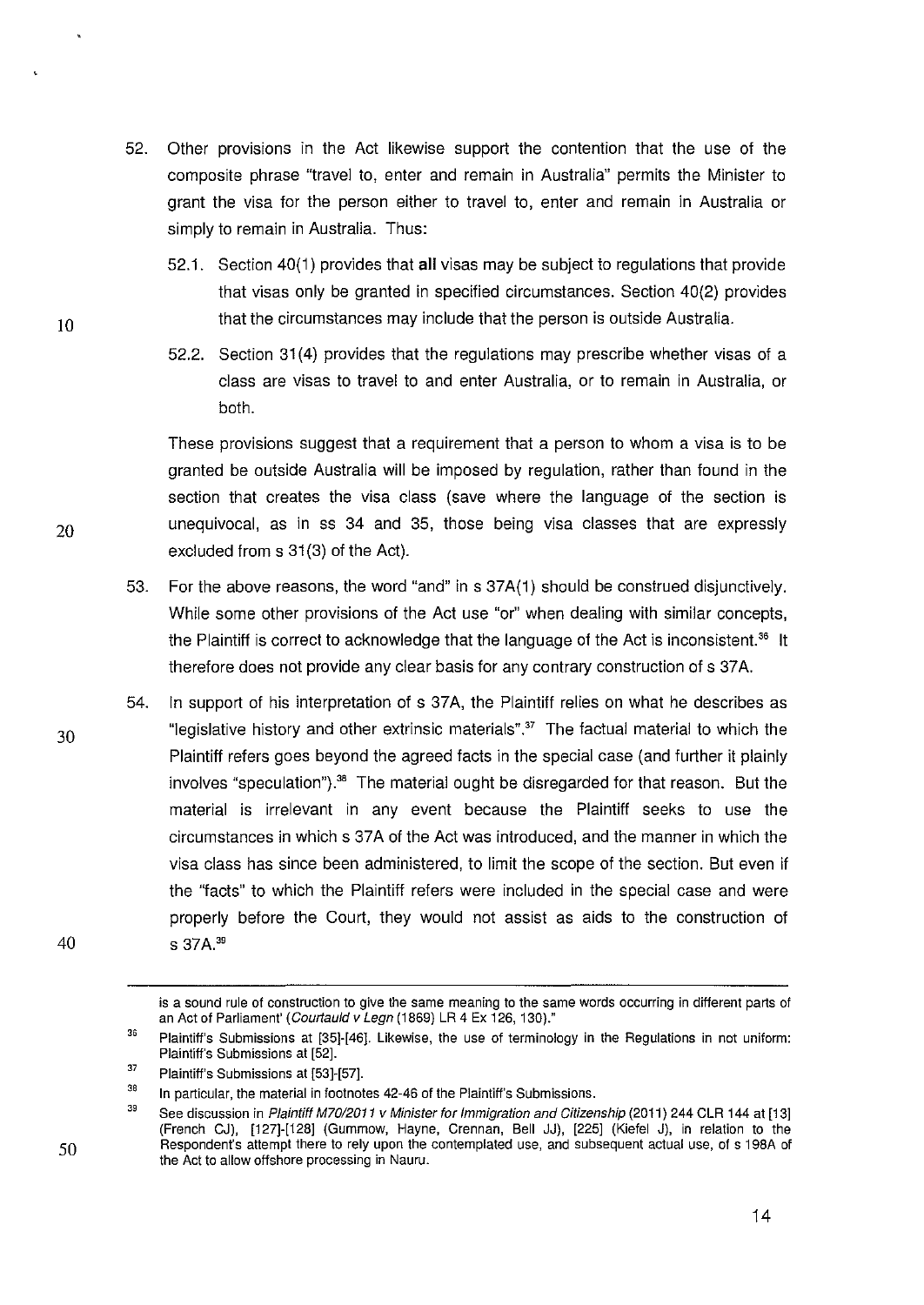52. Other provisions in the Act likewise support the contention that the use of the composite phrase "travel to, enter and remain in Australia" permits the Minister to grant the visa for the person either to travel to, enter and remain in Australia or simply to remain in Australia. Thus:

    52.1. Section 40(1) provides that **all** visas may be subject to regulations that provide that visas only be granted in specified circumstances. Section 40(2) provides that the circumstances may include that the person is outside Australia.

    52.2. Section 31(4) provides that the regulations may prescribe whether visas of a class are visas to travel to and enter Australia, or to remain in Australia, or both.

    These provisions suggest that a requirement that a person to whom a visa is to be granted be outside Australia will be imposed by regulation, rather than found in the section that creates the visa class (save where the language of the section is unequivocal, as in ss 34 and 35, those being visa classes that are expressly excluded from s 31(3) of the Act).

53. For the above reasons, the word "and" in s 37A(1) should be construed disjunctively. While some other provisions of the Act use "or" when dealing with similar concepts, the Plaintiff is correct to acknowledge that the language of the Act is inconsistent.[36] It therefore does not provide any clear basis for any contrary construction of s 37A.

54. In support of his interpretation of s 37A, the Plaintiff relies on what he describes as "legislative history and other extrinsic materials".[37] The factual material to which the Plaintiff refers goes beyond the agreed facts in the special case (and further it plainly involves "speculation").[38] The material ought be disregarded for that reason. But the material is irrelevant in any event because the Plaintiff seeks to use the circumstances in which s 37A of the Act was introduced, and the manner in which the visa class has since been administered, to limit the scope of the section. But even if the "facts" to which the Plaintiff refers were included in the special case and were properly before the Court, they would not assist as aids to the construction of s 37A.[39]

---

is a sound rule of construction to give the same meaning to the same words occurring in different parts of an Act of Parliament' (*Courtauld v Legn* (1869) LR 4 Ex 126, 130)."

[36] Plaintiff's Submissions at [35]-[46]. Likewise, the use of terminology in the Regulations in not uniform: Plaintiff's Submissions at [52].

[37] Plaintiff's Submissions at [53]-[57].

[38] In particular, the material in footnotes 42-46 of the Plaintiff's Submissions.

[39] See discussion in *Plaintiff M70/2011 v Minister for Immigration and Citizenship* (2011) 244 CLR 144 at [13] (French CJ), [127]-[128] (Gummow, Hayne, Crennan, Bell JJ), [225] (Kiefel J), in relation to the Respondent's attempt there to rely upon the contemplated use, and subsequent actual use, of s 198A of the Act to allow offshore processing in Nauru.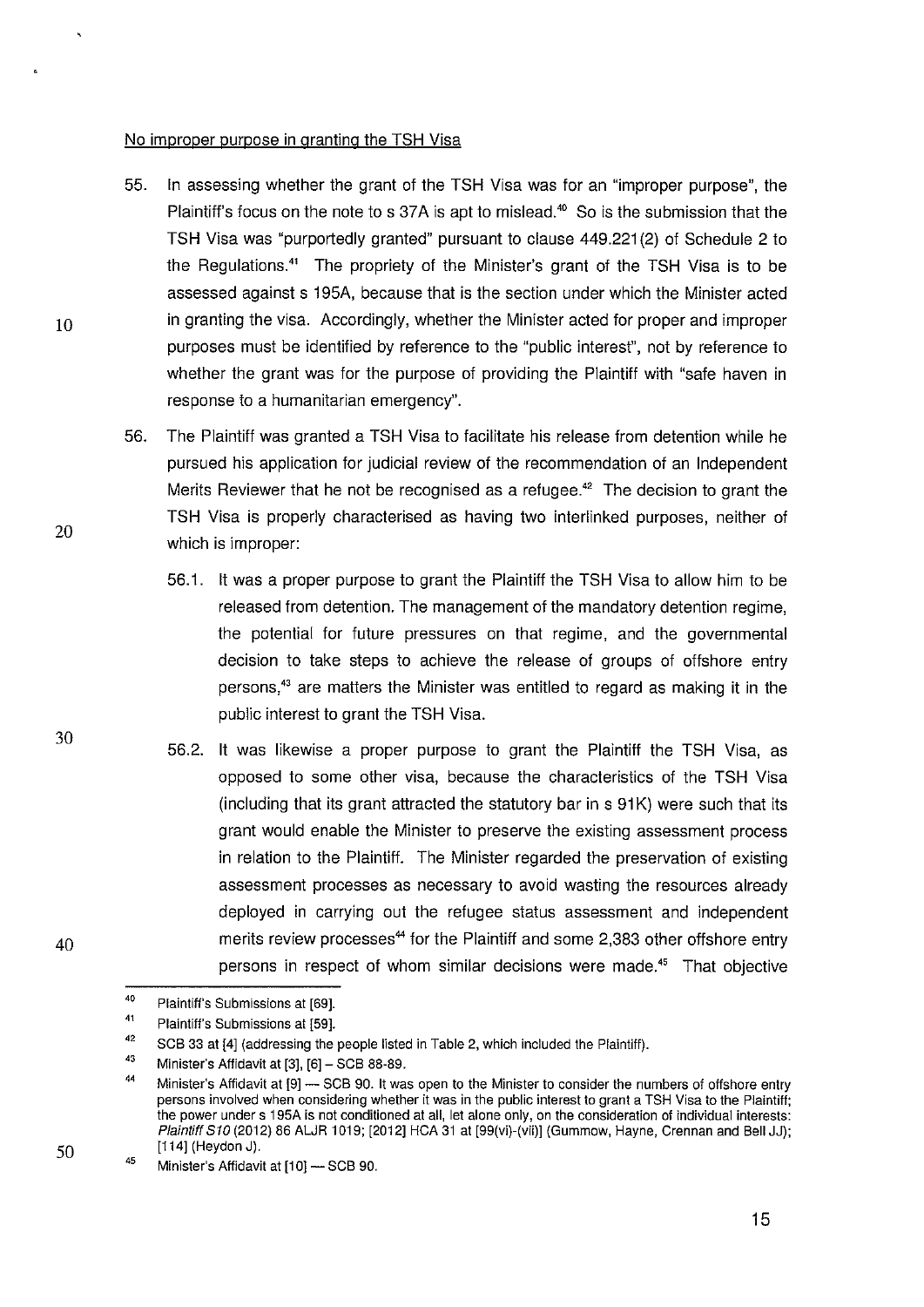No improper purpose in granting the TSH Visa

55. In assessing whether the grant of the TSH Visa was for an "improper purpose", the Plaintiff's focus on the note to s 37A is apt to mislead.[40] So is the submission that the TSH Visa was "purportedly granted" pursuant to clause 449.221(2) of Schedule 2 to the Regulations.[41] The propriety of the Minister's grant of the TSH Visa is to be assessed against s 195A, because that is the section under which the Minister acted in granting the visa. Accordingly, whether the Minister acted for proper and improper purposes must be identified by reference to the "public interest", not by reference to whether the grant was for the purpose of providing the Plaintiff with "safe haven in response to a humanitarian emergency".

56. The Plaintiff was granted a TSH Visa to facilitate his release from detention while he pursued his application for judicial review of the recommendation of an Independent Merits Reviewer that he not be recognised as a refugee.[42] The decision to grant the TSH Visa is properly characterised as having two interlinked purposes, neither of which is improper:

    56.1. It was a proper purpose to grant the Plaintiff the TSH Visa to allow him to be released from detention. The management of the mandatory detention regime, the potential for future pressures on that regime, and the governmental decision to take steps to achieve the release of groups of offshore entry persons,[43] are matters the Minister was entitled to regard as making it in the public interest to grant the TSH Visa.

    56.2. It was likewise a proper purpose to grant the Plaintiff the TSH Visa, as opposed to some other visa, because the characteristics of the TSH Visa (including that its grant attracted the statutory bar in s 91K) were such that its grant would enable the Minister to preserve the existing assessment process in relation to the Plaintiff. The Minister regarded the preservation of existing assessment processes as necessary to avoid wasting the resources already deployed in carrying out the refugee status assessment and independent merits review processes[44] for the Plaintiff and some 2,383 other offshore entry persons in respect of whom similar decisions were made.[45] That objective

---

[40] Plaintiff's Submissions at [69].

[41] Plaintiff's Submissions at [59].

[42] SCB 33 at [4] (addressing the people listed in Table 2, which included the Plaintiff).

[43] Minister's Affidavit at [3], [6] – SCB 88-89.

[44] Minister's Affidavit at [9] — SCB 90. It was open to the Minister to consider the numbers of offshore entry persons involved when considering whether it was in the public interest to grant a TSH Visa to the Plaintiff; the power under s 195A is not conditioned at all, let alone only, on the consideration of individual interests: *Plaintiff S10* (2012) 86 ALJR 1019; [2012] HCA 31 at [99(vi)-(vii)] (Gummow, Hayne, Crennan and Bell JJ); [114] (Heydon J).

[45] Minister's Affidavit at [10] — SCB 90.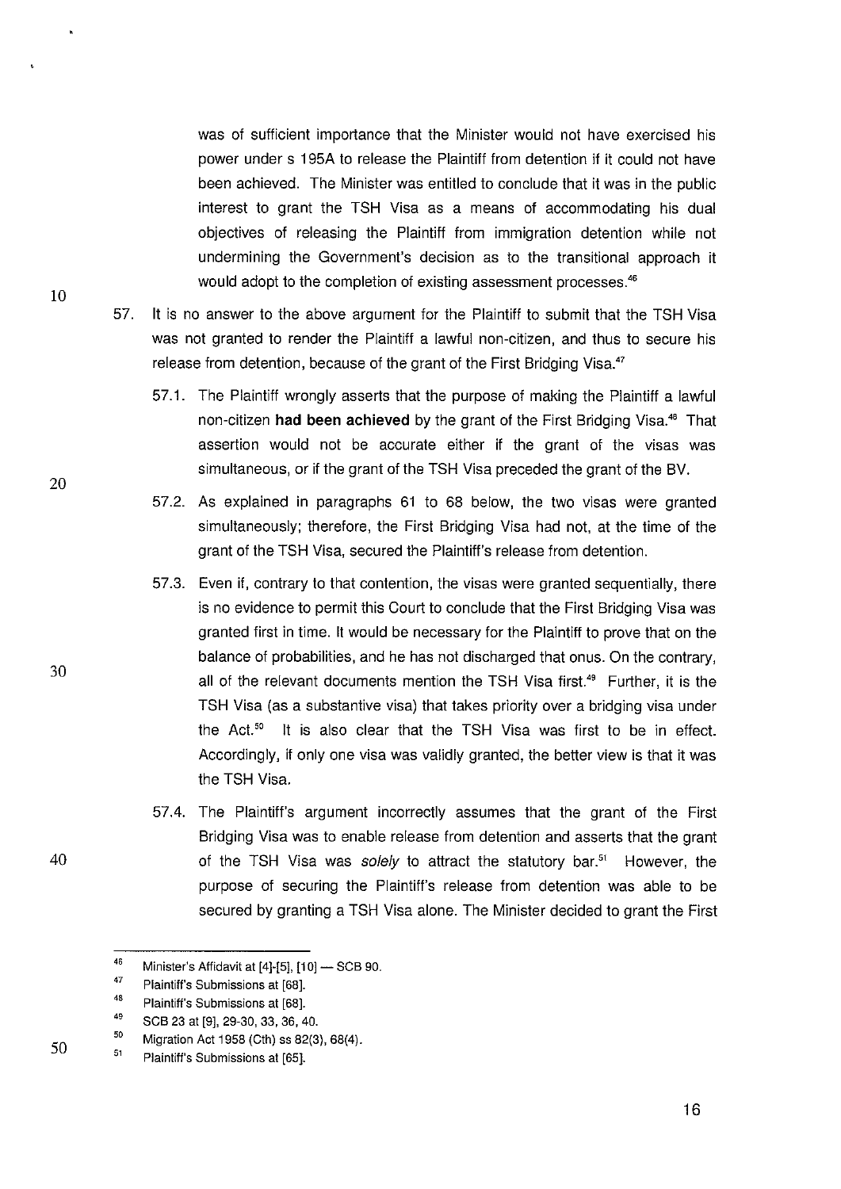was of sufficient importance that the Minister would not have exercised his power under s 195A to release the Plaintiff from detention if it could not have been achieved. The Minister was entitled to conclude that it was in the public interest to grant the TSH Visa as a means of accommodating his dual objectives of releasing the Plaintiff from immigration detention while not undermining the Government's decision as to the transitional approach it would adopt to the completion of existing assessment processes.[46]

57. It is no answer to the above argument for the Plaintiff to submit that the TSH Visa was not granted to render the Plaintiff a lawful non-citizen, and thus to secure his release from detention, because of the grant of the First Bridging Visa.[47]

    57.1. The Plaintiff wrongly asserts that the purpose of making the Plaintiff a lawful non-citizen **had been achieved** by the grant of the First Bridging Visa.[48] That assertion would not be accurate either if the grant of the visas was simultaneous, or if the grant of the TSH Visa preceded the grant of the BV.

    57.2. As explained in paragraphs 61 to 68 below, the two visas were granted simultaneously; therefore, the First Bridging Visa had not, at the time of the grant of the TSH Visa, secured the Plaintiff's release from detention.

    57.3. Even if, contrary to that contention, the visas were granted sequentially, there is no evidence to permit this Court to conclude that the First Bridging Visa was granted first in time. It would be necessary for the Plaintiff to prove that on the balance of probabilities, and he has not discharged that onus. On the contrary, all of the relevant documents mention the TSH Visa first.[49] Further, it is the TSH Visa (as a substantive visa) that takes priority over a bridging visa under the Act.[50] It is also clear that the TSH Visa was first to be in effect. Accordingly, if only one visa was validly granted, the better view is that it was the TSH Visa.

    57.4. The Plaintiff's argument incorrectly assumes that the grant of the First Bridging Visa was to enable release from detention and asserts that the grant of the TSH Visa was *solely* to attract the statutory bar.[51] However, the purpose of securing the Plaintiff's release from detention was able to be secured by granting a TSH Visa alone. The Minister decided to grant the First

---

[46] Minister's Affidavit at [4]-[5], [10] — SCB 90.

[47] Plaintiff's Submissions at [68].

[48] Plaintiff's Submissions at [68].

[49] SCB 23 at [9], 29-30, 33, 36, 40.

[50] Migration Act 1958 (Cth) ss 82(3), 68(4).

[51] Plaintiff's Submissions at [65].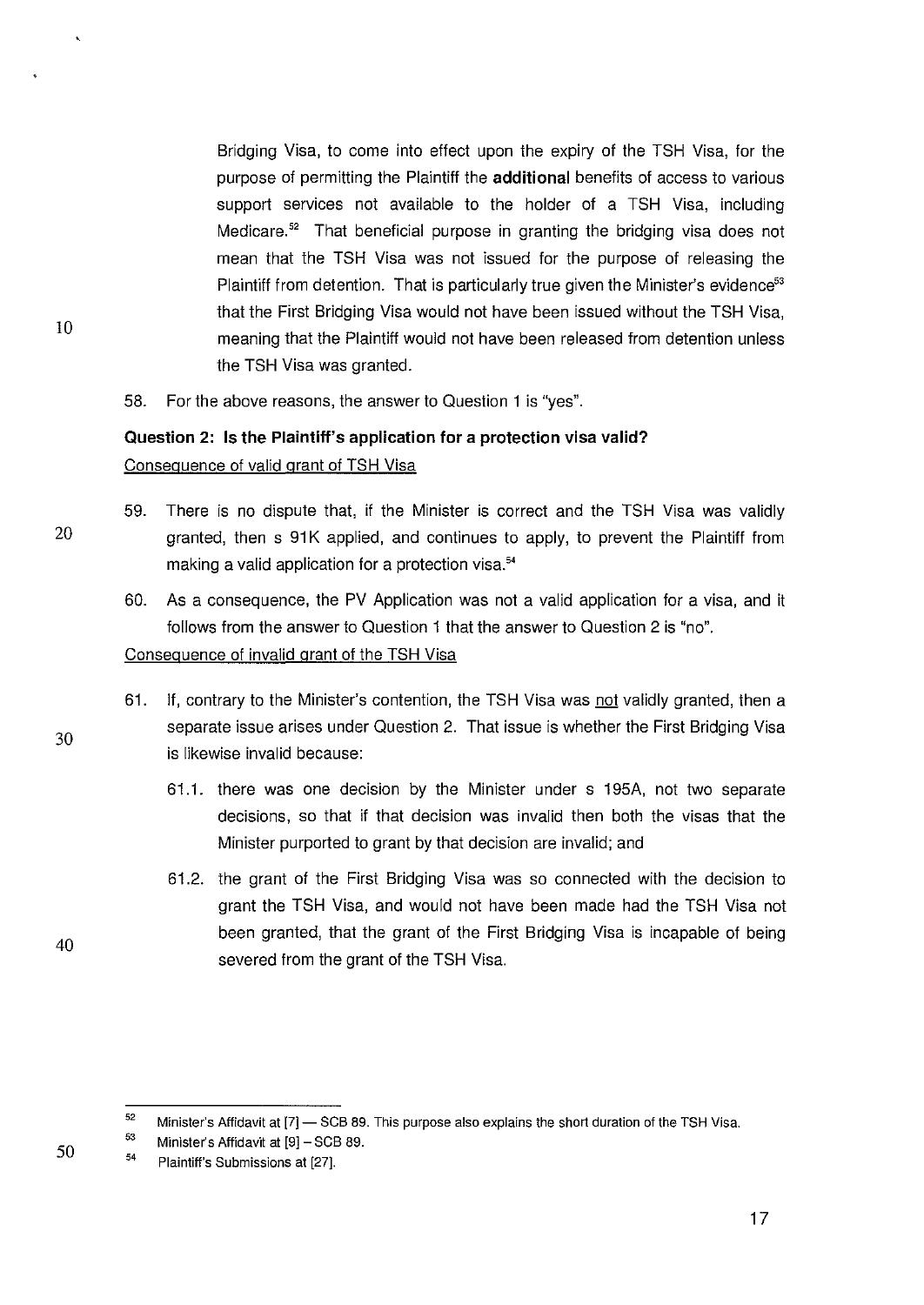Bridging Visa, to come into effect upon the expiry of the TSH Visa, for the purpose of permitting the Plaintiff the **additional** benefits of access to various support services not available to the holder of a TSH Visa, including Medicare.[52] That beneficial purpose in granting the bridging visa does not mean that the TSH Visa was not issued for the purpose of releasing the Plaintiff from detention. That is particularly true given the Minister's evidence[53] that the First Bridging Visa would not have been issued without the TSH Visa, meaning that the Plaintiff would not have been released from detention unless the TSH Visa was granted.

58. For the above reasons, the answer to Question 1 is "yes".

### Question 2: Is the Plaintiff's application for a protection visa valid?

Consequence of valid grant of TSH Visa

59. There is no dispute that, if the Minister is correct and the TSH Visa was validly granted, then s 91K applied, and continues to apply, to prevent the Plaintiff from making a valid application for a protection visa.[54]

60. As a consequence, the PV Application was not a valid application for a visa, and it follows from the answer to Question 1 that the answer to Question 2 is "no".

Consequence of invalid grant of the TSH Visa

61. If, contrary to the Minister's contention, the TSH Visa was not validly granted, then a separate issue arises under Question 2. That issue is whether the First Bridging Visa is likewise invalid because:

    61.1. there was one decision by the Minister under s 195A, not two separate decisions, so that if that decision was invalid then both the visas that the Minister purported to grant by that decision are invalid; and

    61.2. the grant of the First Bridging Visa was so connected with the decision to grant the TSH Visa, and would not have been made had the TSH Visa not been granted, that the grant of the First Bridging Visa is incapable of being severed from the grant of the TSH Visa.

---

[52] Minister's Affidavit at [7] — SCB 89. This purpose also explains the short duration of the TSH Visa.

[53] Minister's Affidavit at [9] – SCB 89.

[54] Plaintiff's Submissions at [27].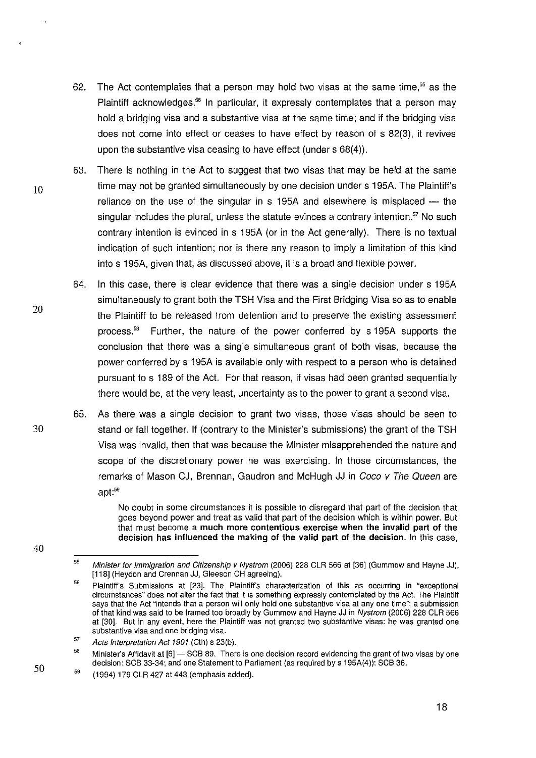62. The Act contemplates that a person may hold two visas at the same time,[55] as the Plaintiff acknowledges.[56] In particular, it expressly contemplates that a person may hold a bridging visa and a substantive visa at the same time; and if the bridging visa does not come into effect or ceases to have effect by reason of s 82(3), it revives upon the substantive visa ceasing to have effect (under s 68(4)).

63. There is nothing in the Act to suggest that two visas that may be held at the same time may not be granted simultaneously by one decision under s 195A. The Plaintiff's reliance on the use of the singular in s 195A and elsewhere is misplaced — the singular includes the plural, unless the statute evinces a contrary intention.[57] No such contrary intention is evinced in s 195A (or in the Act generally). There is no textual indication of such intention; nor is there any reason to imply a limitation of this kind into s 195A, given that, as discussed above, it is a broad and flexible power.

64. In this case, there is clear evidence that there was a single decision under s 195A simultaneously to grant both the TSH Visa and the First Bridging Visa so as to enable the Plaintiff to be released from detention and to preserve the existing assessment process.[58] Further, the nature of the power conferred by s 195A supports the conclusion that there was a single simultaneous grant of both visas, because the power conferred by s 195A is available only with respect to a person who is detained pursuant to s 189 of the Act. For that reason, if visas had been granted sequentially there would be, at the very least, uncertainty as to the power to grant a second visa.

65. As there was a single decision to grant two visas, those visas should be seen to stand or fall together. If (contrary to the Minister's submissions) the grant of the TSH Visa was invalid, then that was because the Minister misapprehended the nature and scope of the discretionary power he was exercising. In those circumstances, the remarks of Mason CJ, Brennan, Gaudron and McHugh JJ in *Coco v The Queen* are apt:[59]

> No doubt in some circumstances it is possible to disregard that part of the decision that goes beyond power and treat as valid that part of the decision which is within power. But that must become a **much more contentious exercise when the invalid part of the decision has influenced the making of the valid part of the decision**. In this case,

---

[55] *Minister for Immigration and Citizenship v Nystrom* (2006) 228 CLR 566 at [36] (Gummow and Hayne JJ), [118] (Heydon and Crennan JJ, Gleeson CH agreeing).

[56] Plaintiff's Submissions at [23]. The Plaintiff's characterization of this as occurring in "exceptional circumstances" does not alter the fact that it is something expressly contemplated by the Act. The Plaintiff says that the Act "intends that a person will only hold one substantive visa at any one time"; a submission of that kind was said to be framed too broadly by Gummow and Hayne JJ in *Nystrom* (2006) 228 CLR 566 at [30]. But in any event, here the Plaintiff was not granted two substantive visas: he was granted one substantive visa and one bridging visa.

[57] *Acts Interpretation Act 1901* (Cth) s 23(b).

[58] Minister's Affidavit at [6] — SCB 89. There is one decision record evidencing the grant of two visas by one decision: SCB 33-34; and one Statement to Parliament (as required by s 195A(4)): SCB 36.

[59] (1994) 179 CLR 427 at 443 (emphasis added).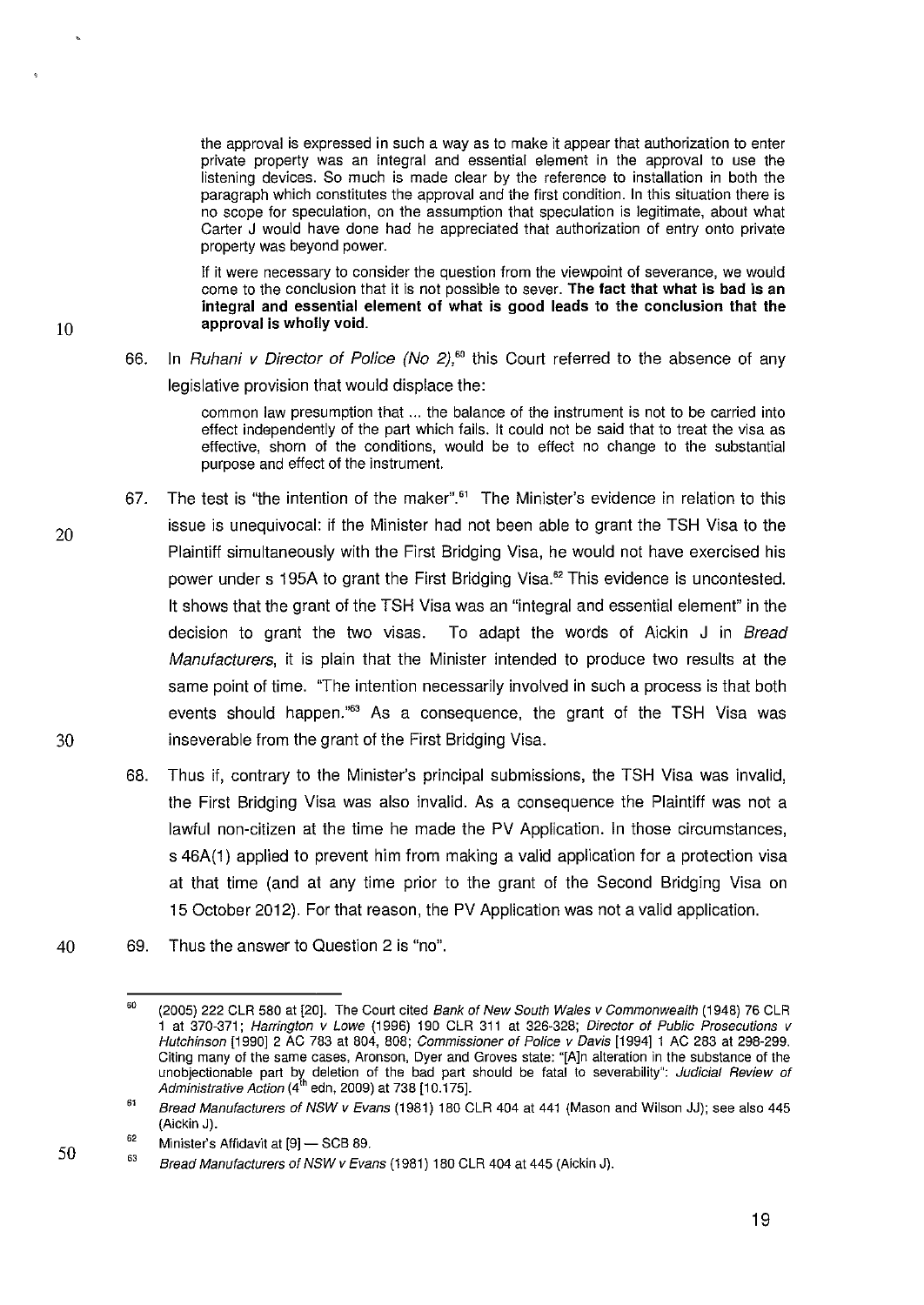> the approval is expressed in such a way as to make it appear that authorization to enter private property was an integral and essential element in the approval to use the listening devices. So much is made clear by the reference to installation in both the paragraph which constitutes the approval and the first condition. In this situation there is no scope for speculation, on the assumption that speculation is legitimate, about what Carter J would have done had he appreciated that authorization of entry onto private property was beyond power.
>
> If it were necessary to consider the question from the viewpoint of severance, we would come to the conclusion that it is not possible to sever. **The fact that what is bad is an integral and essential element of what is good leads to the conclusion that the approval is wholly void.**

66. In *Ruhani v Director of Police (No 2)*,[60] this Court referred to the absence of any legislative provision that would displace the:

> common law presumption that ... the balance of the instrument is not to be carried into effect independently of the part which fails. It could not be said that to treat the visa as effective, shorn of the conditions, would be to effect no change to the substantial purpose and effect of the instrument.

67. The test is "the intention of the maker".[61] The Minister's evidence in relation to this issue is unequivocal: if the Minister had not been able to grant the TSH Visa to the Plaintiff simultaneously with the First Bridging Visa, he would not have exercised his power under s 195A to grant the First Bridging Visa.[62] This evidence is uncontested. It shows that the grant of the TSH Visa was an "integral and essential element" in the decision to grant the two visas. To adapt the words of Aickin J in *Bread Manufacturers*, it is plain that the Minister intended to produce two results at the same point of time. "The intention necessarily involved in such a process is that both events should happen."[63] As a consequence, the grant of the TSH Visa was inseverable from the grant of the First Bridging Visa.

68. Thus if, contrary to the Minister's principal submissions, the TSH Visa was invalid, the First Bridging Visa was also invalid. As a consequence the Plaintiff was not a lawful non-citizen at the time he made the PV Application. In those circumstances, s 46A(1) applied to prevent him from making a valid application for a protection visa at that time (and at any time prior to the grant of the Second Bridging Visa on 15 October 2012). For that reason, the PV Application was not a valid application.

69. Thus the answer to Question 2 is "no".

---

[60] (2005) 222 CLR 580 at [20]. The Court cited *Bank of New South Wales v Commonwealth* (1948) 76 CLR 1 at 370-371; *Harrington v Lowe* (1996) 190 CLR 311 at 326-328; *Director of Public Prosecutions v Hutchinson* [1990] 2 AC 783 at 804, 808; *Commissioner of Police v Davis* [1994] 1 AC 283 at 298-299. Citing many of the same cases, Aronson, Dyer and Groves state: "[A]n alteration in the substance of the unobjectionable part by deletion of the bad part should be fatal to severability": *Judicial Review of Administrative Action* (4th edn, 2009) at 738 [10.175].

[61] *Bread Manufacturers of NSW v Evans* (1981) 180 CLR 404 at 441 (Mason and Wilson JJ); see also 445 (Aickin J).

[62] Minister's Affidavit at [9] — SCB 89.

[63] *Bread Manufacturers of NSW v Evans* (1981) 180 CLR 404 at 445 (Aickin J).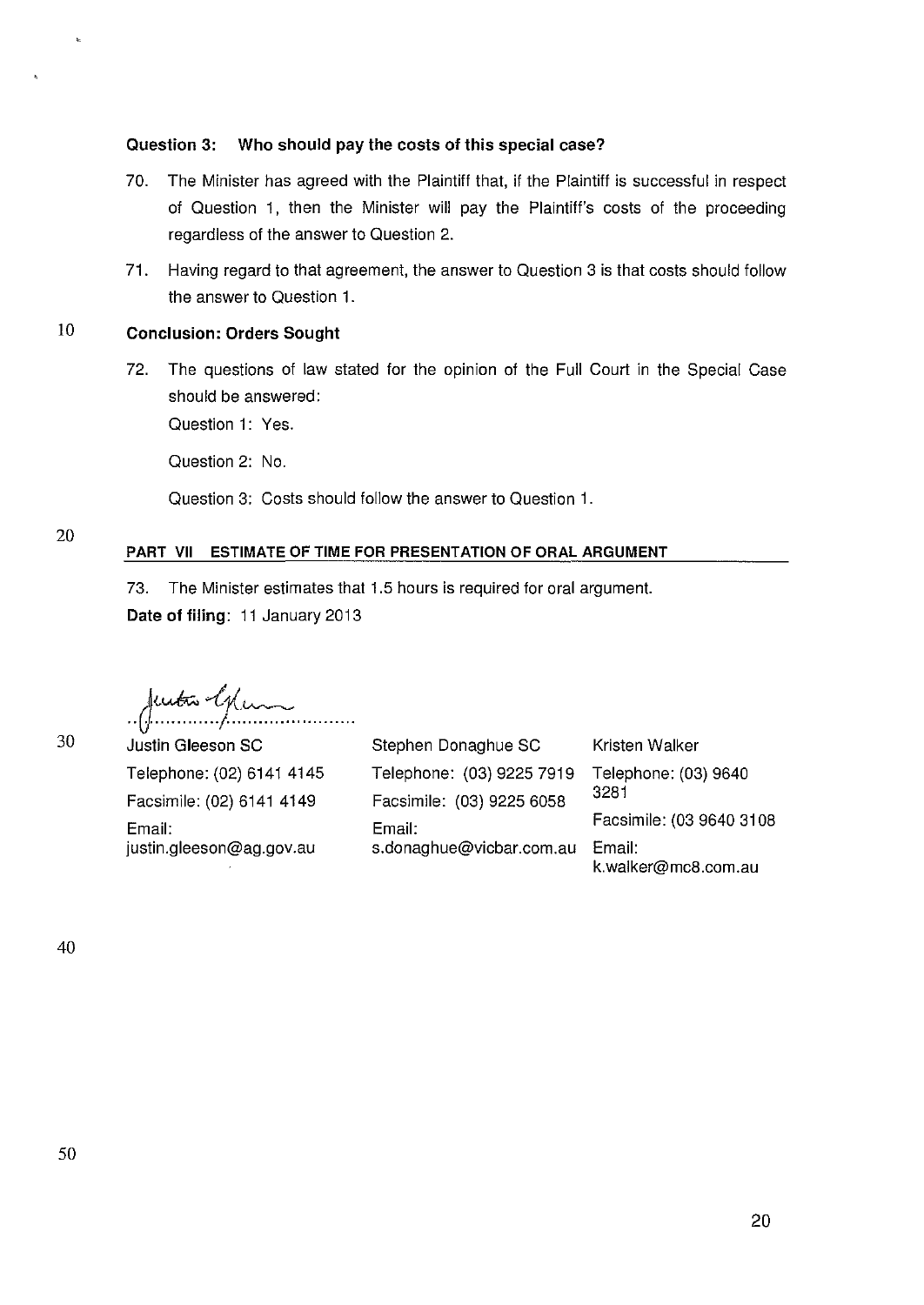**Question 3: Who should pay the costs of this special case?**

70. The Minister has agreed with the Plaintiff that, if the Plaintiff is successful in respect of Question 1, then the Minister will pay the Plaintiff's costs of the proceeding regardless of the answer to Question 2.

71. Having regard to that agreement, the answer to Question 3 is that costs should follow the answer to Question 1.

**Conclusion: Orders Sought**

72. The questions of law stated for the opinion of the Full Court in the Special Case should be answered:

Question 1: Yes.

Question 2: No.

Question 3: Costs should follow the answer to Question 1.

**PART VII ESTIMATE OF TIME FOR PRESENTATION OF ORAL ARGUMENT**

73. The Minister estimates that 1.5 hours is required for oral argument.

**Date of filing**: 11 January 2013

| Justin Gleeson SC | Stephen Donaghue SC | Kristen Walker |
| --- | --- | --- |
| Telephone: (02) 6141 4145 | Telephone: (03) 9225 7919 | Telephone: (03) 9640 3281 |
| Facsimile: (02) 6141 4149 | Facsimile: (03) 9225 6058 | Facsimile: (03 9640 3108 |
| Email: justin.gleeson@ag.gov.au | Email: s.donaghue@vicbar.com.au | Email: k.walker@mc8.com.au |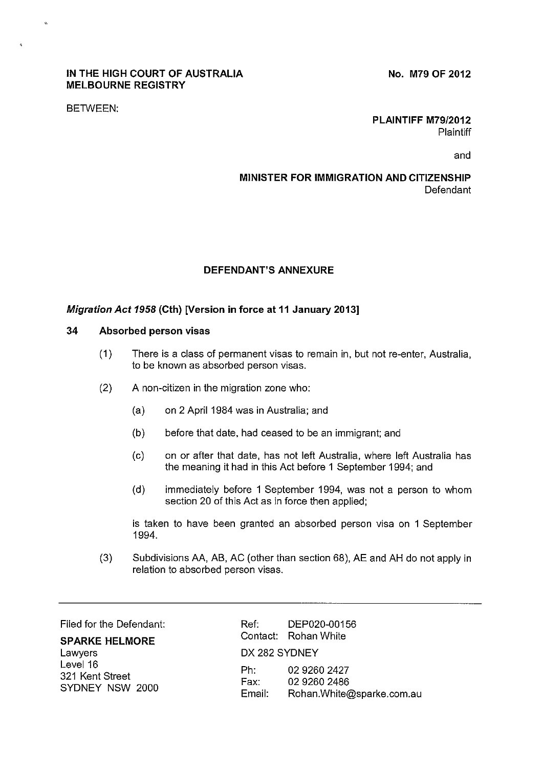**IN THE HIGH COURT OF AUSTRALIA**
**MELBOURNE REGISTRY**

**No. M79 OF 2012**

BETWEEN:

**PLAINTIFF M79/2012**
Plaintiff

and

**MINISTER FOR IMMIGRATION AND CITIZENSHIP**
Defendant

## DEFENDANT'S ANNEXURE

### *Migration Act 1958* (Cth) [Version in force at 11 January 2013]

### 34 Absorbed person visas

(1) There is a class of permanent visas to remain in, but not re-enter, Australia, to be known as absorbed person visas.

(2) A non-citizen in the migration zone who:

- (a) on 2 April 1984 was in Australia; and
- (b) before that date, had ceased to be an immigrant; and
- (c) on or after that date, has not left Australia, where left Australia has the meaning it had in this Act before 1 September 1994; and
- (d) immediately before 1 September 1994, was not a person to whom section 20 of this Act as in force then applied;

is taken to have been granted an absorbed person visa on 1 September 1994.

(3) Subdivisions AA, AB, AC (other than section 68), AE and AH do not apply in relation to absorbed person visas.

---

Filed for the Defendant:

**SPARKE HELMORE**
Lawyers
Level 16
321 Kent Street
SYDNEY NSW 2000

Ref: DEP020-00156
Contact: Rohan White
DX 282 SYDNEY
Ph: 02 9260 2427
Fax: 02 9260 2486
Email: Rohan.White@sparke.com.au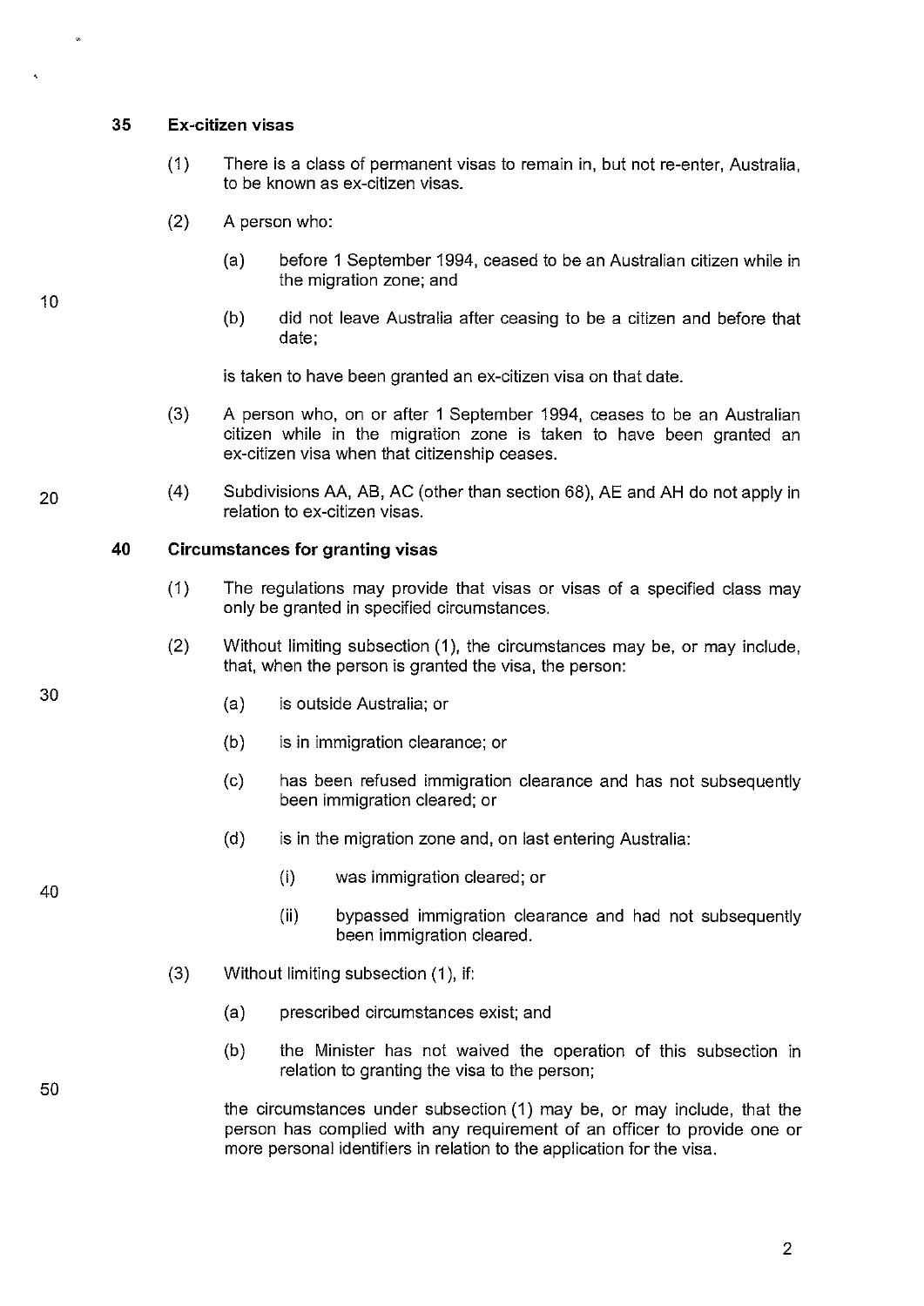### 35 Ex-citizen visas

(1) There is a class of permanent visas to remain in, but not re-enter, Australia, to be known as ex-citizen visas.

(2) A person who:

(a) before 1 September 1994, ceased to be an Australian citizen while in the migration zone; and

(b) did not leave Australia after ceasing to be a citizen and before that date;

is taken to have been granted an ex-citizen visa on that date.

(3) A person who, on or after 1 September 1994, ceases to be an Australian citizen while in the migration zone is taken to have been granted an ex-citizen visa when that citizenship ceases.

(4) Subdivisions AA, AB, AC (other than section 68), AE and AH do not apply in relation to ex-citizen visas.

### 40 Circumstances for granting visas

(1) The regulations may provide that visas or visas of a specified class may only be granted in specified circumstances.

(2) Without limiting subsection (1), the circumstances may be, or may include, that, when the person is granted the visa, the person:

(a) is outside Australia; or

(b) is in immigration clearance; or

(c) has been refused immigration clearance and has not subsequently been immigration cleared; or

(d) is in the migration zone and, on last entering Australia:

(i) was immigration cleared; or

(ii) bypassed immigration clearance and had not subsequently been immigration cleared.

(3) Without limiting subsection (1), if:

(a) prescribed circumstances exist; and

(b) the Minister has not waived the operation of this subsection in relation to granting the visa to the person;

the circumstances under subsection (1) may be, or may include, that the person has complied with any requirement of an officer to provide one or more personal identifiers in relation to the application for the visa.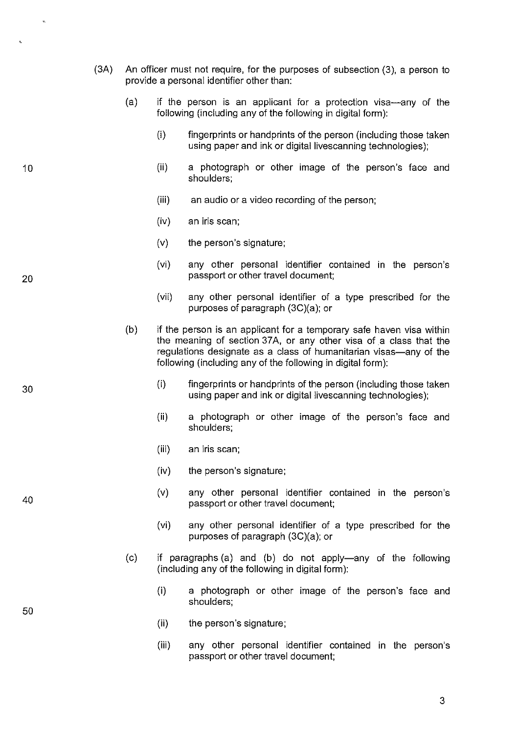(3A) An officer must not require, for the purposes of subsection (3), a person to provide a personal identifier other than:

- (a) if the person is an applicant for a protection visa—any of the following (including any of the following in digital form):
  - (i) fingerprints or handprints of the person (including those taken using paper and ink or digital livescanning technologies);
  - (ii) a photograph or other image of the person's face and shoulders;
  - (iii) an audio or a video recording of the person;
  - (iv) an iris scan;
  - (v) the person's signature;
  - (vi) any other personal identifier contained in the person's passport or other travel document;
  - (vii) any other personal identifier of a type prescribed for the purposes of paragraph (3C)(a); or
- (b) if the person is an applicant for a temporary safe haven visa within the meaning of section 37A, or any other visa of a class that the regulations designate as a class of humanitarian visas—any of the following (including any of the following in digital form):
  - (i) fingerprints or handprints of the person (including those taken using paper and ink or digital livescanning technologies);
  - (ii) a photograph or other image of the person's face and shoulders;
  - (iii) an iris scan;
  - (iv) the person's signature;
  - (v) any other personal identifier contained in the person's passport or other travel document;
  - (vi) any other personal identifier of a type prescribed for the purposes of paragraph (3C)(a); or
- (c) if paragraphs (a) and (b) do not apply—any of the following (including any of the following in digital form):
  - (i) a photograph or other image of the person's face and shoulders;
  - (ii) the person's signature;
  - (iii) any other personal identifier contained in the person's passport or other travel document;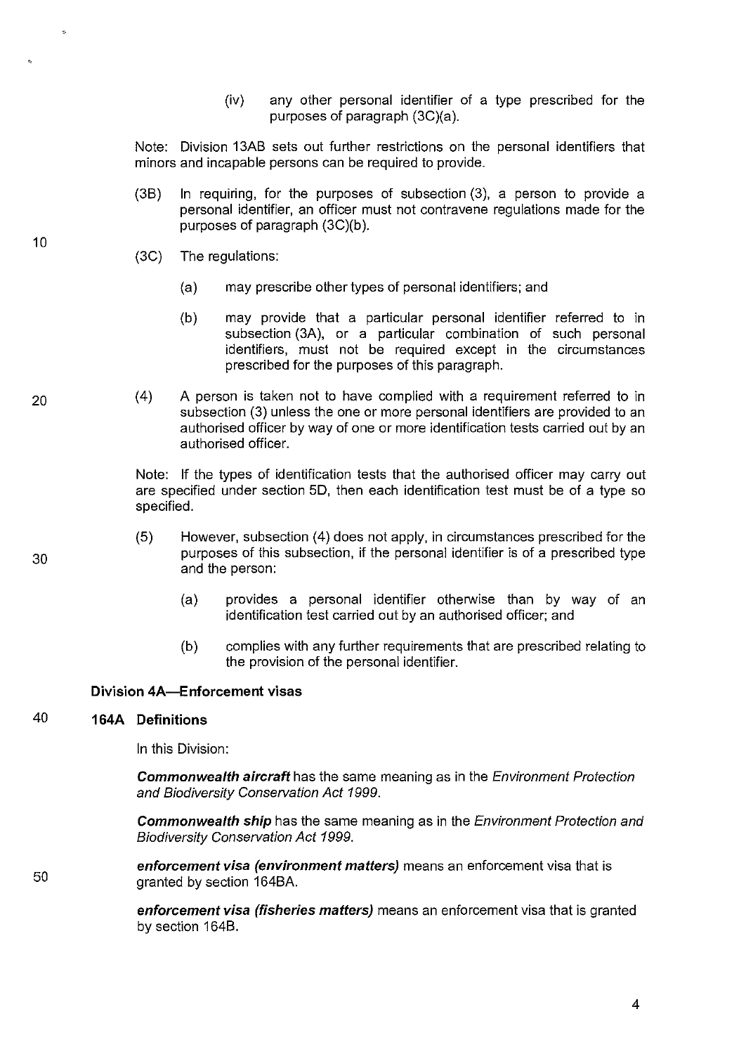(iv) any other personal identifier of a type prescribed for the purposes of paragraph (3C)(a).

Note: Division 13AB sets out further restrictions on the personal identifiers that minors and incapable persons can be required to provide.

(3B) In requiring, for the purposes of subsection (3), a person to provide a personal identifier, an officer must not contravene regulations made for the purposes of paragraph (3C)(b).

(3C) The regulations:

(a) may prescribe other types of personal identifiers; and

(b) may provide that a particular personal identifier referred to in subsection (3A), or a particular combination of such personal identifiers, must not be required except in the circumstances prescribed for the purposes of this paragraph.

(4) A person is taken not to have complied with a requirement referred to in subsection (3) unless the one or more personal identifiers are provided to an authorised officer by way of one or more identification tests carried out by an authorised officer.

Note: If the types of identification tests that the authorised officer may carry out are specified under section 5D, then each identification test must be of a type so specified.

(5) However, subsection (4) does not apply, in circumstances prescribed for the purposes of this subsection, if the personal identifier is of a prescribed type and the person:

(a) provides a personal identifier otherwise than by way of an identification test carried out by an authorised officer; and

(b) complies with any further requirements that are prescribed relating to the provision of the personal identifier.

**Division 4A—Enforcement visas**

**164A Definitions**

In this Division:

***Commonwealth aircraft*** has the same meaning as in the *Environment Protection and Biodiversity Conservation Act 1999*.

***Commonwealth ship*** has the same meaning as in the *Environment Protection and Biodiversity Conservation Act 1999*.

***enforcement visa (environment matters)*** means an enforcement visa that is granted by section 164BA.

***enforcement visa (fisheries matters)*** means an enforcement visa that is granted by section 164B.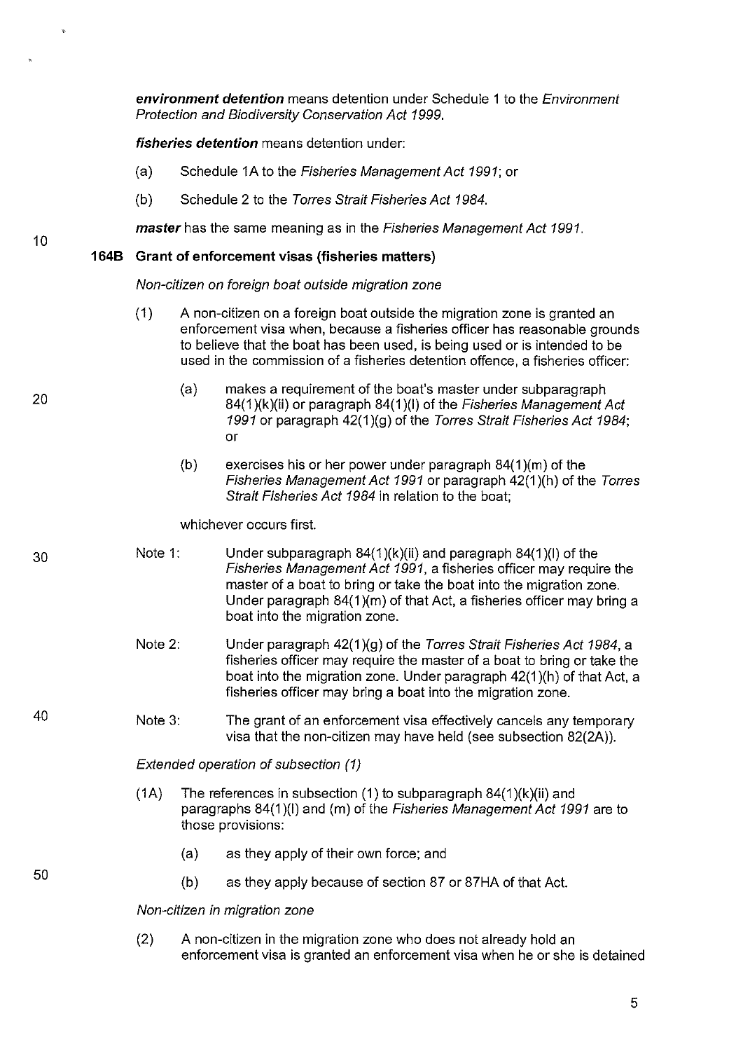***environment detention*** means detention under Schedule 1 to the *Environment Protection and Biodiversity Conservation Act 1999*.

***fisheries detention*** means detention under:

(a) Schedule 1A to the *Fisheries Management Act 1991*; or

(b) Schedule 2 to the *Torres Strait Fisheries Act 1984*.

***master*** has the same meaning as in the *Fisheries Management Act 1991*.

### 164B Grant of enforcement visas (fisheries matters)

*Non-citizen on foreign boat outside migration zone*

(1) A non-citizen on a foreign boat outside the migration zone is granted an enforcement visa when, because a fisheries officer has reasonable grounds to believe that the boat has been used, is being used or is intended to be used in the commission of a fisheries detention offence, a fisheries officer:

(a) makes a requirement of the boat's master under subparagraph 84(1)(k)(ii) or paragraph 84(1)(l) of the *Fisheries Management Act 1991* or paragraph 42(1)(g) of the *Torres Strait Fisheries Act 1984*; or

(b) exercises his or her power under paragraph 84(1)(m) of the *Fisheries Management Act 1991* or paragraph 42(1)(h) of the *Torres Strait Fisheries Act 1984* in relation to the boat;

whichever occurs first.

Note 1: Under subparagraph 84(1)(k)(ii) and paragraph 84(1)(l) of the *Fisheries Management Act 1991*, a fisheries officer may require the master of a boat to bring or take the boat into the migration zone. Under paragraph 84(1)(m) of that Act, a fisheries officer may bring a boat into the migration zone.

Note 2: Under paragraph 42(1)(g) of the *Torres Strait Fisheries Act 1984*, a fisheries officer may require the master of a boat to bring or take the boat into the migration zone. Under paragraph 42(1)(h) of that Act, a fisheries officer may bring a boat into the migration zone.

Note 3: The grant of an enforcement visa effectively cancels any temporary visa that the non-citizen may have held (see subsection 82(2A)).

*Extended operation of subsection (1)*

(1A) The references in subsection (1) to subparagraph 84(1)(k)(ii) and paragraphs 84(1)(l) and (m) of the *Fisheries Management Act 1991* are to those provisions:

(a) as they apply of their own force; and

(b) as they apply because of section 87 or 87HA of that Act.

*Non-citizen in migration zone*

(2) A non-citizen in the migration zone who does not already hold an enforcement visa is granted an enforcement visa when he or she is detained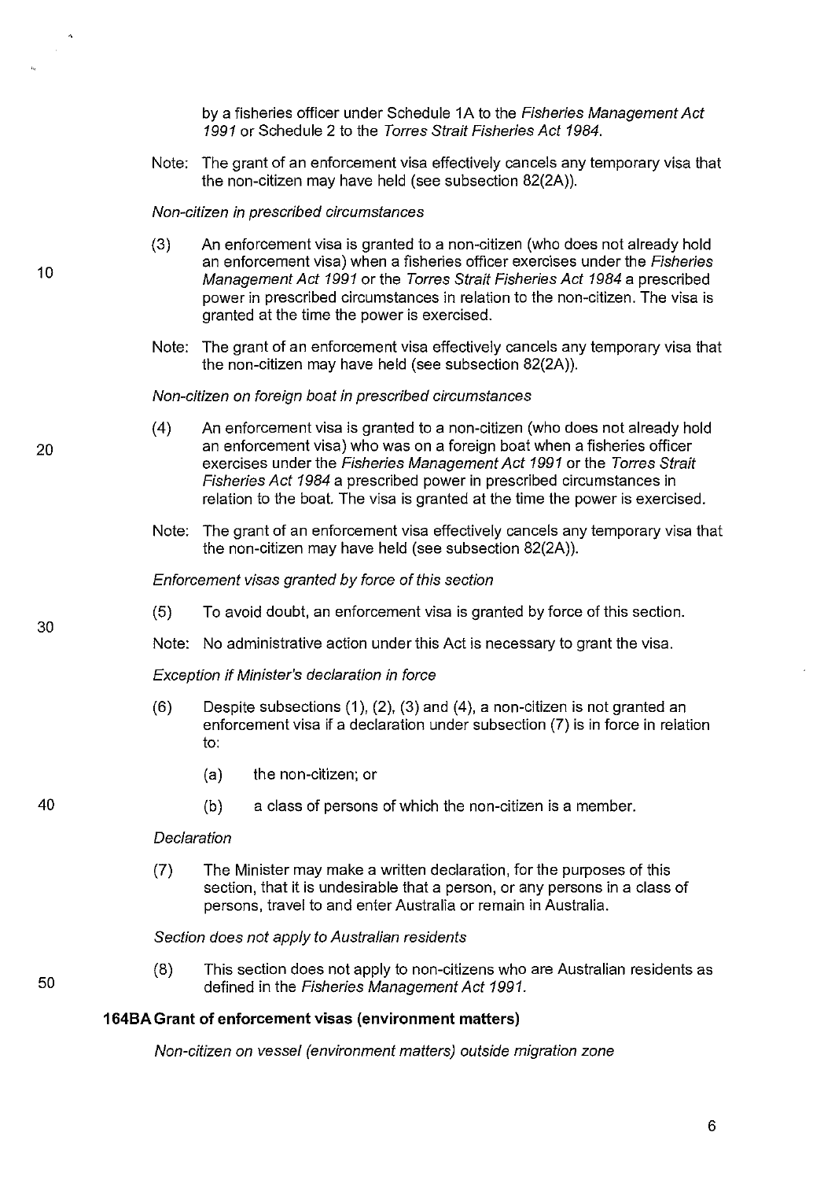by a fisheries officer under Schedule 1A to the *Fisheries Management Act 1991* or Schedule 2 to the *Torres Strait Fisheries Act 1984*.

Note: The grant of an enforcement visa effectively cancels any temporary visa that the non-citizen may have held (see subsection 82(2A)).

*Non-citizen in prescribed circumstances*

(3) An enforcement visa is granted to a non-citizen (who does not already hold an enforcement visa) when a fisheries officer exercises under the *Fisheries Management Act 1991* or the *Torres Strait Fisheries Act 1984* a prescribed power in prescribed circumstances in relation to the non-citizen. The visa is granted at the time the power is exercised.

Note: The grant of an enforcement visa effectively cancels any temporary visa that the non-citizen may have held (see subsection 82(2A)).

*Non-citizen on foreign boat in prescribed circumstances*

(4) An enforcement visa is granted to a non-citizen (who does not already hold an enforcement visa) who was on a foreign boat when a fisheries officer exercises under the *Fisheries Management Act 1991* or the *Torres Strait Fisheries Act 1984* a prescribed power in prescribed circumstances in relation to the boat. The visa is granted at the time the power is exercised.

Note: The grant of an enforcement visa effectively cancels any temporary visa that the non-citizen may have held (see subsection 82(2A)).

*Enforcement visas granted by force of this section*

(5) To avoid doubt, an enforcement visa is granted by force of this section.

Note: No administrative action under this Act is necessary to grant the visa.

*Exception if Minister's declaration in force*

(6) Despite subsections (1), (2), (3) and (4), a non-citizen is not granted an enforcement visa if a declaration under subsection (7) is in force in relation to:

(a) the non-citizen; or

(b) a class of persons of which the non-citizen is a member.

*Declaration*

(7) The Minister may make a written declaration, for the purposes of this section, that it is undesirable that a person, or any persons in a class of persons, travel to and enter Australia or remain in Australia.

*Section does not apply to Australian residents*

(8) This section does not apply to non-citizens who are Australian residents as defined in the *Fisheries Management Act 1991*.

**164BA Grant of enforcement visas (environment matters)**

*Non-citizen on vessel (environment matters) outside migration zone*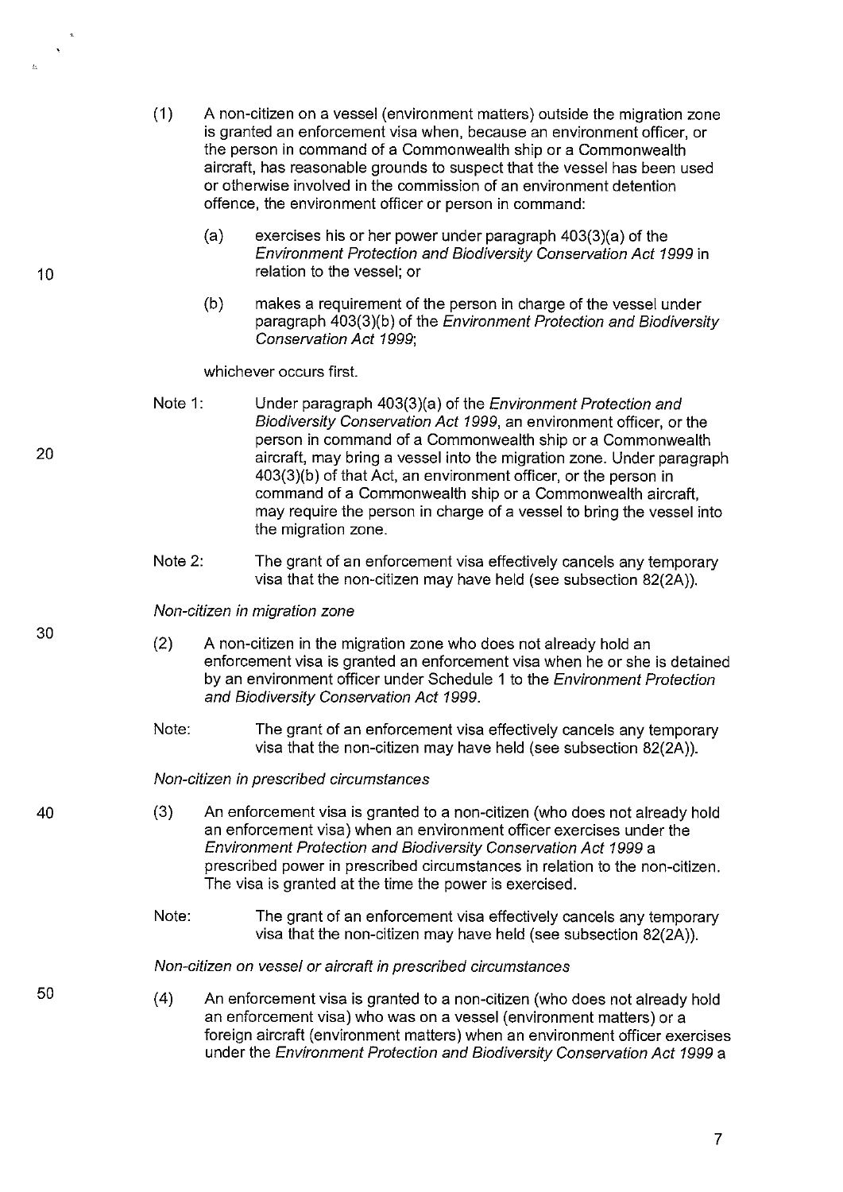(1) A non-citizen on a vessel (environment matters) outside the migration zone is granted an enforcement visa when, because an environment officer, or the person in command of a Commonwealth ship or a Commonwealth aircraft, has reasonable grounds to suspect that the vessel has been used or otherwise involved in the commission of an environment detention offence, the environment officer or person in command:

(a) exercises his or her power under paragraph 403(3)(a) of the *Environment Protection and Biodiversity Conservation Act 1999* in relation to the vessel; or

(b) makes a requirement of the person in charge of the vessel under paragraph 403(3)(b) of the *Environment Protection and Biodiversity Conservation Act 1999*;

whichever occurs first.

Note 1: Under paragraph 403(3)(a) of the *Environment Protection and Biodiversity Conservation Act 1999*, an environment officer, or the person in command of a Commonwealth ship or a Commonwealth aircraft, may bring a vessel into the migration zone. Under paragraph 403(3)(b) of that Act, an environment officer, or the person in command of a Commonwealth ship or a Commonwealth aircraft, may require the person in charge of a vessel to bring the vessel into the migration zone.

Note 2: The grant of an enforcement visa effectively cancels any temporary visa that the non-citizen may have held (see subsection 82(2A)).

*Non-citizen in migration zone*

(2) A non-citizen in the migration zone who does not already hold an enforcement visa is granted an enforcement visa when he or she is detained by an environment officer under Schedule 1 to the *Environment Protection and Biodiversity Conservation Act 1999*.

Note: The grant of an enforcement visa effectively cancels any temporary visa that the non-citizen may have held (see subsection 82(2A)).

*Non-citizen in prescribed circumstances*

(3) An enforcement visa is granted to a non-citizen (who does not already hold an enforcement visa) when an environment officer exercises under the *Environment Protection and Biodiversity Conservation Act 1999* a prescribed power in prescribed circumstances in relation to the non-citizen. The visa is granted at the time the power is exercised.

Note: The grant of an enforcement visa effectively cancels any temporary visa that the non-citizen may have held (see subsection 82(2A)).

*Non-citizen on vessel or aircraft in prescribed circumstances*

(4) An enforcement visa is granted to a non-citizen (who does not already hold an enforcement visa) who was on a vessel (environment matters) or a foreign aircraft (environment matters) when an environment officer exercises under the *Environment Protection and Biodiversity Conservation Act 1999* a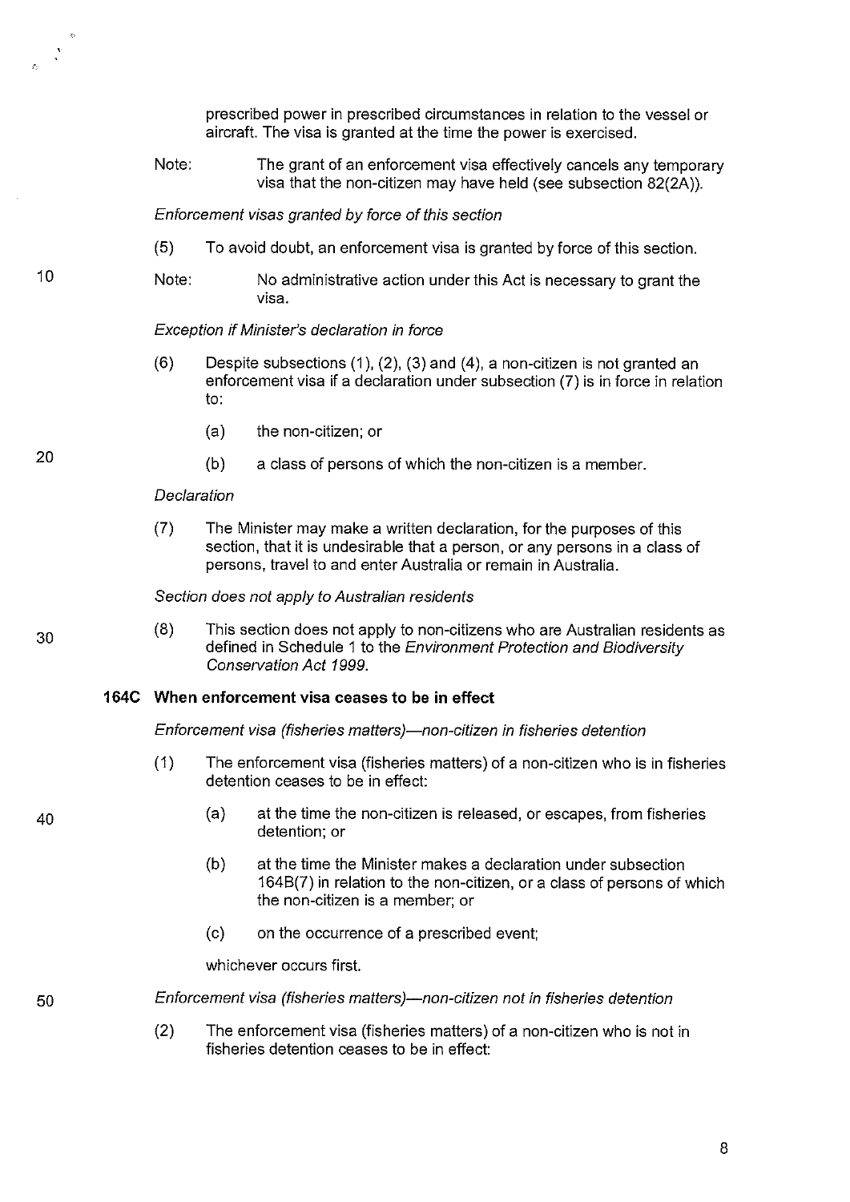prescribed power in prescribed circumstances in relation to the vessel or aircraft. The visa is granted at the time the power is exercised.

Note: The grant of an enforcement visa effectively cancels any temporary visa that the non-citizen may have held (see subsection 82(2A)).

*Enforcement visas granted by force of this section*

(5) To avoid doubt, an enforcement visa is granted by force of this section.

Note: No administrative action under this Act is necessary to grant the visa.

*Exception if Minister's declaration in force*

(6) Despite subsections (1), (2), (3) and (4), a non-citizen is not granted an enforcement visa if a declaration under subsection (7) is in force in relation to:

(a) the non-citizen; or

(b) a class of persons of which the non-citizen is a member.

*Declaration*

(7) The Minister may make a written declaration, for the purposes of this section, that it is undesirable that a person, or any persons in a class of persons, travel to and enter Australia or remain in Australia.

*Section does not apply to Australian residents*

(8) This section does not apply to non-citizens who are Australian residents as defined in Schedule 1 to the *Environment Protection and Biodiversity Conservation Act 1999*.

**164C When enforcement visa ceases to be in effect**

*Enforcement visa (fisheries matters)—non-citizen in fisheries detention*

(1) The enforcement visa (fisheries matters) of a non-citizen who is in fisheries detention ceases to be in effect:

(a) at the time the non-citizen is released, or escapes, from fisheries detention; or

(b) at the time the Minister makes a declaration under subsection 164B(7) in relation to the non-citizen, or a class of persons of which the non-citizen is a member; or

(c) on the occurrence of a prescribed event;

whichever occurs first.

*Enforcement visa (fisheries matters)—non-citizen not in fisheries detention*

(2) The enforcement visa (fisheries matters) of a non-citizen who is not in fisheries detention ceases to be in effect: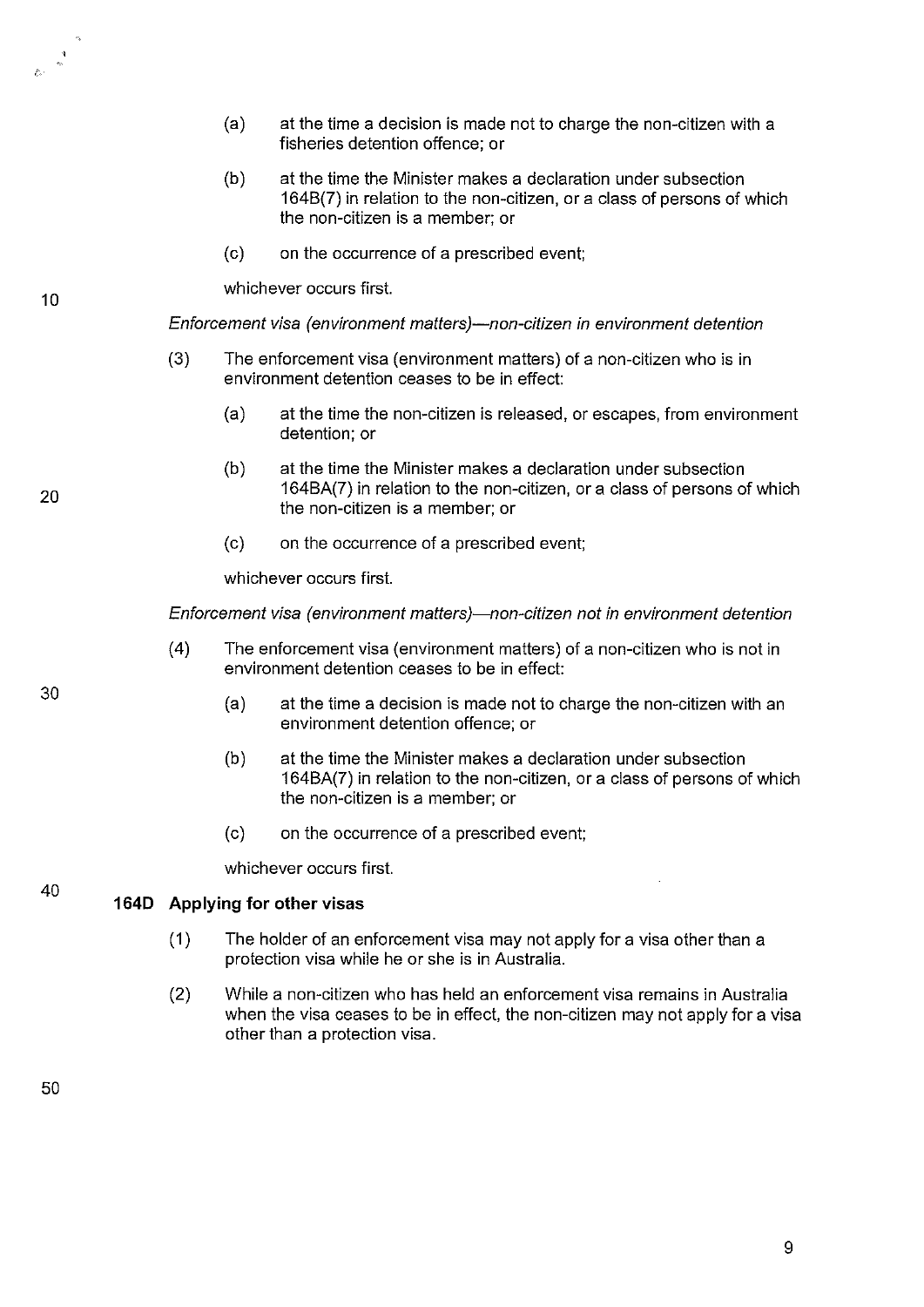(a) at the time a decision is made not to charge the non-citizen with a fisheries detention offence; or

(b) at the time the Minister makes a declaration under subsection 164B(7) in relation to the non-citizen, or a class of persons of which the non-citizen is a member; or

(c) on the occurrence of a prescribed event;

whichever occurs first.

*Enforcement visa (environment matters)—non-citizen in environment detention*

(3) The enforcement visa (environment matters) of a non-citizen who is in environment detention ceases to be in effect:

(a) at the time the non-citizen is released, or escapes, from environment detention; or

(b) at the time the Minister makes a declaration under subsection 164BA(7) in relation to the non-citizen, or a class of persons of which the non-citizen is a member; or

(c) on the occurrence of a prescribed event;

whichever occurs first.

*Enforcement visa (environment matters)—non-citizen not in environment detention*

(4) The enforcement visa (environment matters) of a non-citizen who is not in environment detention ceases to be in effect:

(a) at the time a decision is made not to charge the non-citizen with an environment detention offence; or

(b) at the time the Minister makes a declaration under subsection 164BA(7) in relation to the non-citizen, or a class of persons of which the non-citizen is a member; or

(c) on the occurrence of a prescribed event;

whichever occurs first.

### 164D Applying for other visas

(1) The holder of an enforcement visa may not apply for a visa other than a protection visa while he or she is in Australia.

(2) While a non-citizen who has held an enforcement visa remains in Australia when the visa ceases to be in effect, the non-citizen may not apply for a visa other than a protection visa.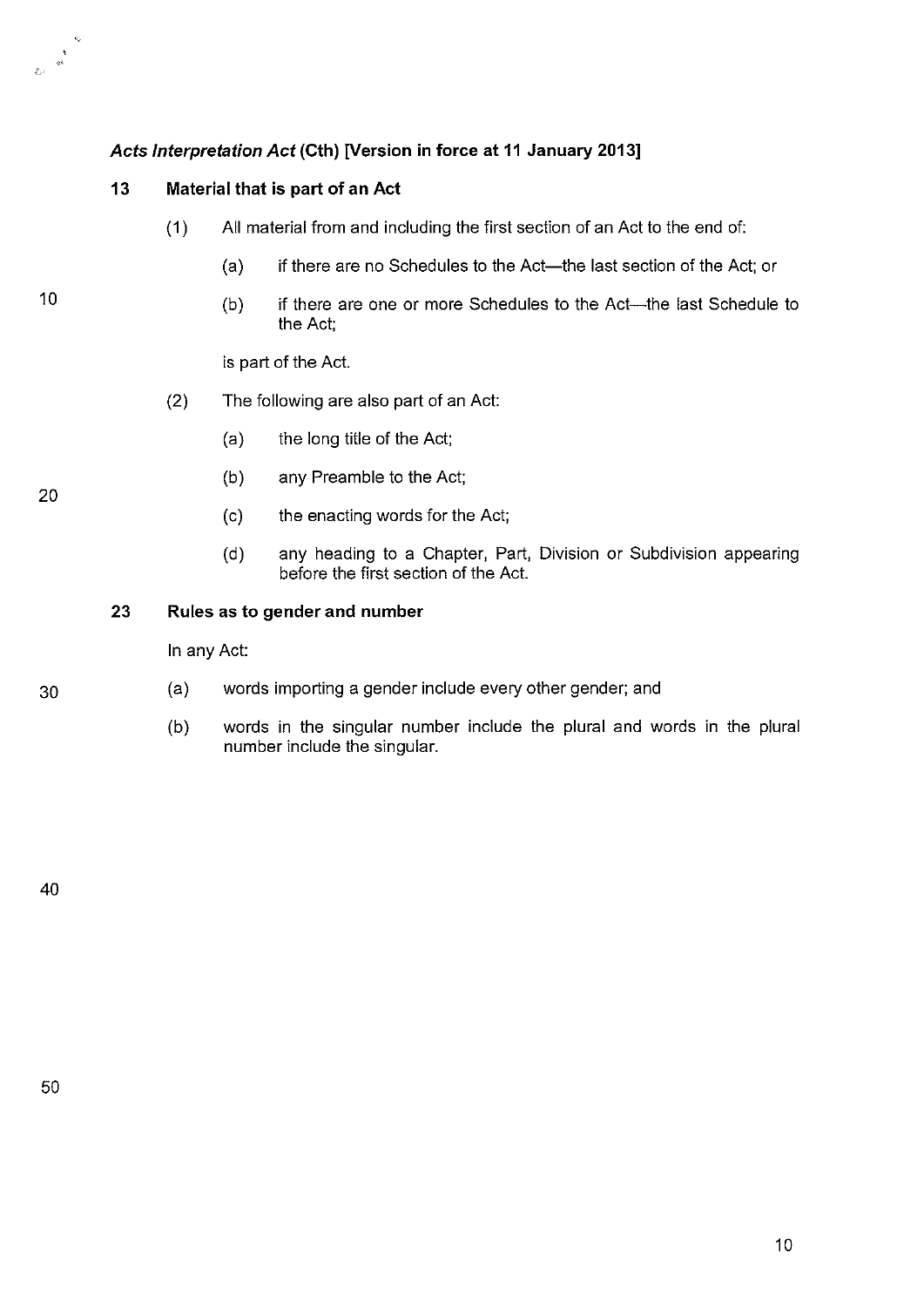***Acts Interpretation Act* (Cth) [Version in force at 11 January 2013]**

**13 Material that is part of an Act**

(1) All material from and including the first section of an Act to the end of:

(a) if there are no Schedules to the Act—the last section of the Act; or

(b) if there are one or more Schedules to the Act—the last Schedule to the Act;

is part of the Act.

(2) The following are also part of an Act:

(a) the long title of the Act;

(b) any Preamble to the Act;

(c) the enacting words for the Act;

(d) any heading to a Chapter, Part, Division or Subdivision appearing before the first section of the Act.

**23 Rules as to gender and number**

In any Act:

(a) words importing a gender include every other gender; and

(b) words in the singular number include the plural and words in the plural number include the singular.